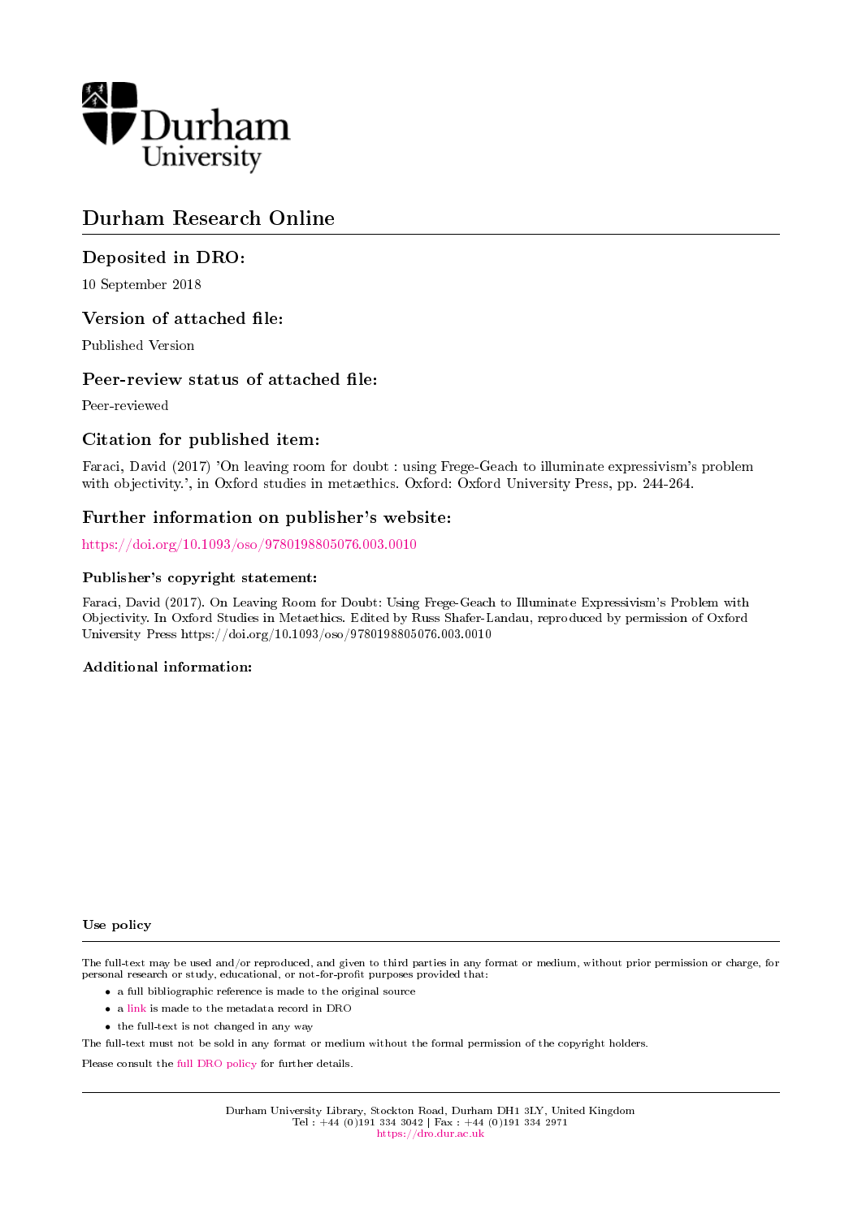Durham University

# Durham Research Online

## Deposited in DRO:

10 September 2018

## Version of attached file:

Published Version

## Peer-review status of attached file:

Peer-reviewed

## Citation for published item:

Faraci, David (2017) 'On leaving room for doubt : using Frege-Geach to illuminate expressivism's problem with objectivity.', in Oxford studies in metaethics. Oxford: Oxford University Press, pp. 244-264.

## Further information on publisher's website:

https://doi.org/10.1093/oso/9780198805076.003.0010

### Publisher's copyright statement:

Faraci, David (2017). On Leaving Room for Doubt: Using Frege-Geach to Illuminate Expressivism's Problem with Objectivity. In Oxford Studies in Metaethics. Edited by Russ Shafer-Landau, reproduced by permission of Oxford University Press https://doi.org/10.1093/oso/9780198805076.003.0010

### Additional information:

### Use policy

The full-text may be used and/or reproduced, and given to third parties in any format or medium, without prior permission or charge, for personal research or study, educational, or not-for-profit purposes provided that:

- a full bibliographic reference is made to the original source
- a link is made to the metadata record in DRO
- the full-text is not changed in any way

The full-text must not be sold in any format or medium without the formal permission of the copyright holders.

Please consult the full DRO policy for further details.

Durham University Library, Stockton Road, Durham DH1 3LY, United Kingdom
Tel : +44 (0)191 334 3042 | Fax : +44 (0)191 334 2971
https://dro.dur.ac.uk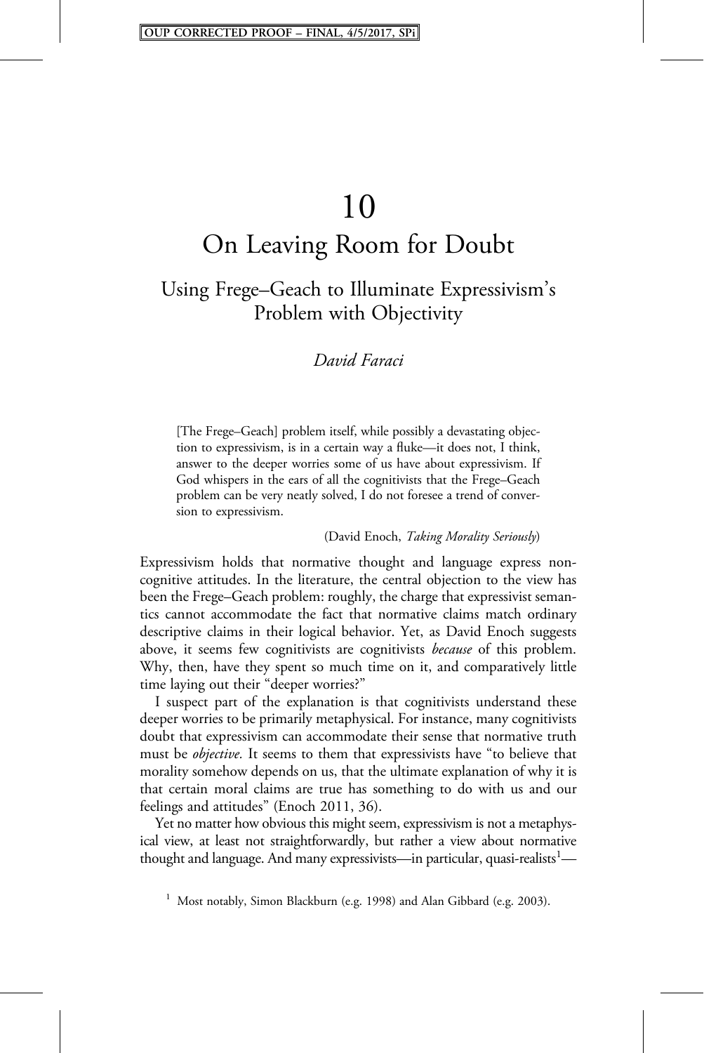# 10

# On Leaving Room for Doubt

## Using Frege–Geach to Illuminate Expressivism's Problem with Objectivity

*David Faraci*

> [The Frege–Geach] problem itself, while possibly a devastating objection to expressivism, is in a certain way a fluke—it does not, I think, answer to the deeper worries some of us have about expressivism. If God whispers in the ears of all the cognitivists that the Frege–Geach problem can be very neatly solved, I do not foresee a trend of conversion to expressivism.
>
> (David Enoch, *Taking Morality Seriously*)

Expressivism holds that normative thought and language express noncognitive attitudes. In the literature, the central objection to the view has been the Frege–Geach problem: roughly, the charge that expressivist semantics cannot accommodate the fact that normative claims match ordinary descriptive claims in their logical behavior. Yet, as David Enoch suggests above, it seems few cognitivists are cognitivists *because* of this problem. Why, then, have they spent so much time on it, and comparatively little time laying out their "deeper worries?"

I suspect part of the explanation is that cognitivists understand these deeper worries to be primarily metaphysical. For instance, many cognitivists doubt that expressivism can accommodate their sense that normative truth must be *objective*. It seems to them that expressivists have "to believe that morality somehow depends on us, that the ultimate explanation of why it is that certain moral claims are true has something to do with us and our feelings and attitudes" (Enoch 2011, 36).

Yet no matter how obvious this might seem, expressivism is not a metaphysical view, at least not straightforwardly, but rather a view about normative thought and language. And many expressivists—in particular, quasi-realists[1]—

[1] Most notably, Simon Blackburn (e.g. 1998) and Alan Gibbard (e.g. 2003).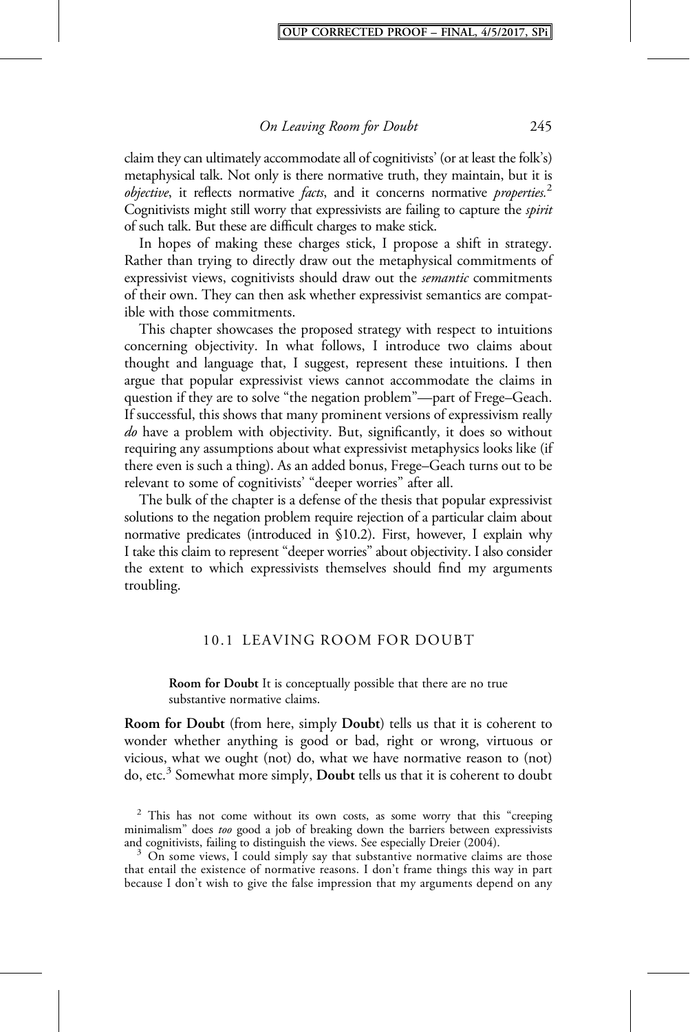claim they can ultimately accommodate all of cognitivists' (or at least the folk's) metaphysical talk. Not only is there normative truth, they maintain, but it is *objective*, it reflects normative *facts*, and it concerns normative *properties*.[2] Cognitivists might still worry that expressivists are failing to capture the *spirit* of such talk. But these are difficult charges to make stick.

In hopes of making these charges stick, I propose a shift in strategy. Rather than trying to directly draw out the metaphysical commitments of expressivist views, cognitivists should draw out the *semantic* commitments of their own. They can then ask whether expressivist semantics are compatible with those commitments.

This chapter showcases the proposed strategy with respect to intuitions concerning objectivity. In what follows, I introduce two claims about thought and language that, I suggest, represent these intuitions. I then argue that popular expressivist views cannot accommodate the claims in question if they are to solve "the negation problem"—part of Frege–Geach. If successful, this shows that many prominent versions of expressivism really *do* have a problem with objectivity. But, significantly, it does so without requiring any assumptions about what expressivist metaphysics looks like (if there even is such a thing). As an added bonus, Frege–Geach turns out to be relevant to some of cognitivists' "deeper worries" after all.

The bulk of the chapter is a defense of the thesis that popular expressivist solutions to the negation problem require rejection of a particular claim about normative predicates (introduced in §10.2). First, however, I explain why I take this claim to represent "deeper worries" about objectivity. I also consider the extent to which expressivists themselves should find my arguments troubling.

## 10.1 LEAVING ROOM FOR DOUBT

> **Room for Doubt** It is conceptually possible that there are no true substantive normative claims.

**Room for Doubt** (from here, simply **Doubt**) tells us that it is coherent to wonder whether anything is good or bad, right or wrong, virtuous or vicious, what we ought (not) do, what we have normative reason to (not) do, etc.[3] Somewhat more simply, **Doubt** tells us that it is coherent to doubt

[2] This has not come without its own costs, as some worry that this "creeping minimalism" does *too* good a job of breaking down the barriers between expressivists and cognitivists, failing to distinguish the views. See especially Dreier (2004).

[3] On some views, I could simply say that substantive normative claims are those that entail the existence of normative reasons. I don't frame things this way in part because I don't wish to give the false impression that my arguments depend on any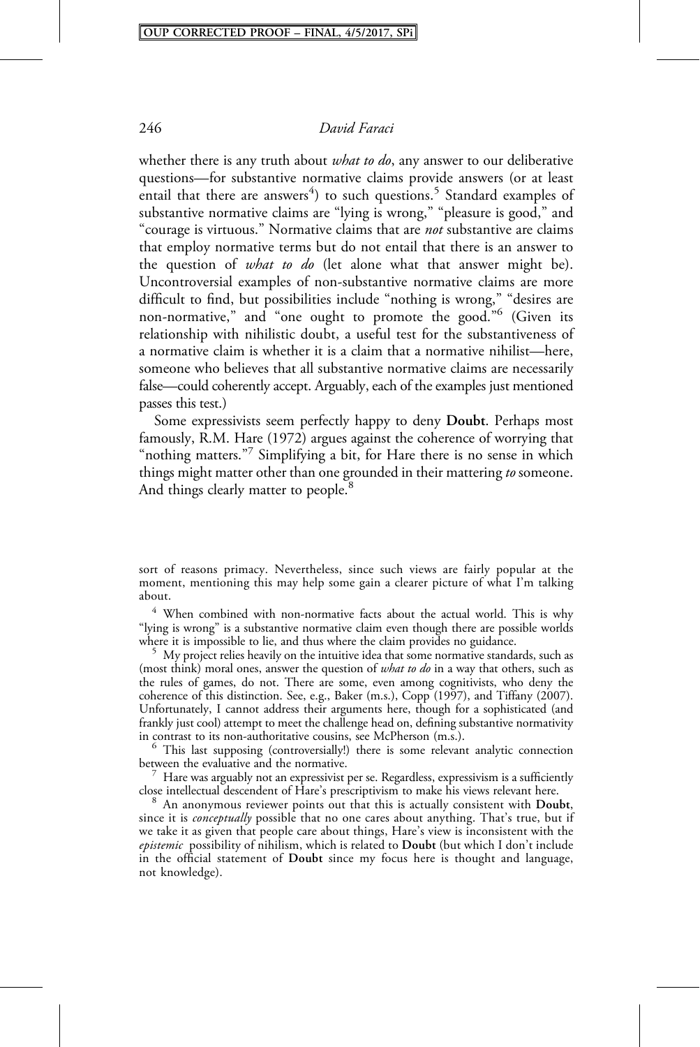whether there is any truth about *what to do*, any answer to our deliberative questions—for substantive normative claims provide answers (or at least entail that there are answers[4]) to such questions.[5] Standard examples of substantive normative claims are "lying is wrong," "pleasure is good," and "courage is virtuous." Normative claims that are *not* substantive are claims that employ normative terms but do not entail that there is an answer to the question of *what to do* (let alone what that answer might be). Uncontroversial examples of non-substantive normative claims are more difficult to find, but possibilities include "nothing is wrong," "desires are non-normative," and "one ought to promote the good."[6] (Given its relationship with nihilistic doubt, a useful test for the substantiveness of a normative claim is whether it is a claim that a normative nihilist—here, someone who believes that all substantive normative claims are necessarily false—could coherently accept. Arguably, each of the examples just mentioned passes this test.)

Some expressivists seem perfectly happy to deny **Doubt**. Perhaps most famously, R.M. Hare (1972) argues against the coherence of worrying that "nothing matters."[7] Simplifying a bit, for Hare there is no sense in which things might matter other than one grounded in their mattering *to* someone. And things clearly matter to people.[8]

---

sort of reasons primacy. Nevertheless, since such views are fairly popular at the moment, mentioning this may help some gain a clearer picture of what I'm talking about.

[4] When combined with non-normative facts about the actual world. This is why "lying is wrong" is a substantive normative claim even though there are possible worlds where it is impossible to lie, and thus where the claim provides no guidance.

[5] My project relies heavily on the intuitive idea that some normative standards, such as (most think) moral ones, answer the question of *what to do* in a way that others, such as the rules of games, do not. There are some, even among cognitivists, who deny the coherence of this distinction. See, e.g., Baker (m.s.), Copp (1997), and Tiffany (2007). Unfortunately, I cannot address their arguments here, though for a sophisticated (and frankly just cool) attempt to meet the challenge head on, defining substantive normativity in contrast to its non-authoritative cousins, see McPherson (m.s.).

[6] This last supposing (controversially!) there is some relevant analytic connection between the evaluative and the normative.

[7] Hare was arguably not an expressivist per se. Regardless, expressivism is a sufficiently close intellectual descendent of Hare's prescriptivism to make his views relevant here.

[8] An anonymous reviewer points out that this is actually consistent with **Doubt**, since it is *conceptually* possible that no one cares about anything. That's true, but if we take it as given that people care about things, Hare's view is inconsistent with the *epistemic* possibility of nihilism, which is related to **Doubt** (but which I don't include in the official statement of **Doubt** since my focus here is thought and language, not knowledge).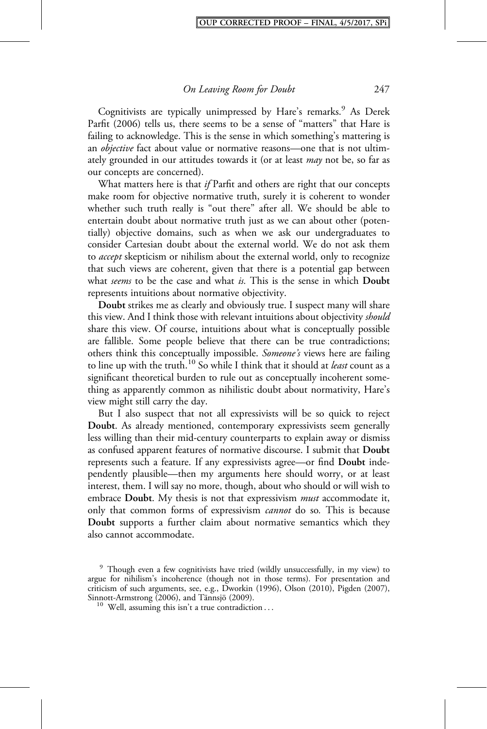Cognitivists are typically unimpressed by Hare's remarks.[9] As Derek Parfit (2006) tells us, there seems to be a sense of "matters" that Hare is failing to acknowledge. This is the sense in which something's mattering is an *objective* fact about value or normative reasons—one that is not ultimately grounded in our attitudes towards it (or at least *may* not be, so far as our concepts are concerned).

What matters here is that *if* Parfit and others are right that our concepts make room for objective normative truth, surely it is coherent to wonder whether such truth really is "out there" after all. We should be able to entertain doubt about normative truth just as we can about other (potentially) objective domains, such as when we ask our undergraduates to consider Cartesian doubt about the external world. We do not ask them to *accept* skepticism or nihilism about the external world, only to recognize that such views are coherent, given that there is a potential gap between what *seems* to be the case and what *is.* This is the sense in which **Doubt** represents intuitions about normative objectivity.

**Doubt** strikes me as clearly and obviously true. I suspect many will share this view. And I think those with relevant intuitions about objectivity *should* share this view. Of course, intuitions about what is conceptually possible are fallible. Some people believe that there can be true contradictions; others think this conceptually impossible. *Someone's* views here are failing to line up with the truth.[10] So while I think that it should at *least* count as a significant theoretical burden to rule out as conceptually incoherent something as apparently common as nihilistic doubt about normativity, Hare's view might still carry the day.

But I also suspect that not all expressivists will be so quick to reject **Doubt**. As already mentioned, contemporary expressivists seem generally less willing than their mid-century counterparts to explain away or dismiss as confused apparent features of normative discourse. I submit that **Doubt** represents such a feature. If any expressivists agree—or find **Doubt** independently plausible—then my arguments here should worry, or at least interest, them. I will say no more, though, about who should or will wish to embrace **Doubt**. My thesis is not that expressivism *must* accommodate it, only that common forms of expressivism *cannot* do so. This is because **Doubt** supports a further claim about normative semantics which they also cannot accommodate.

[9] Though even a few cognitivists have tried (wildly unsuccessfully, in my view) to argue for nihilism's incoherence (though not in those terms). For presentation and criticism of such arguments, see, e.g., Dworkin (1996), Olson (2010), Pigden (2007), Sinnott-Armstrong (2006), and Tännsjö (2009).

[10] Well, assuming this isn't a true contradiction . . .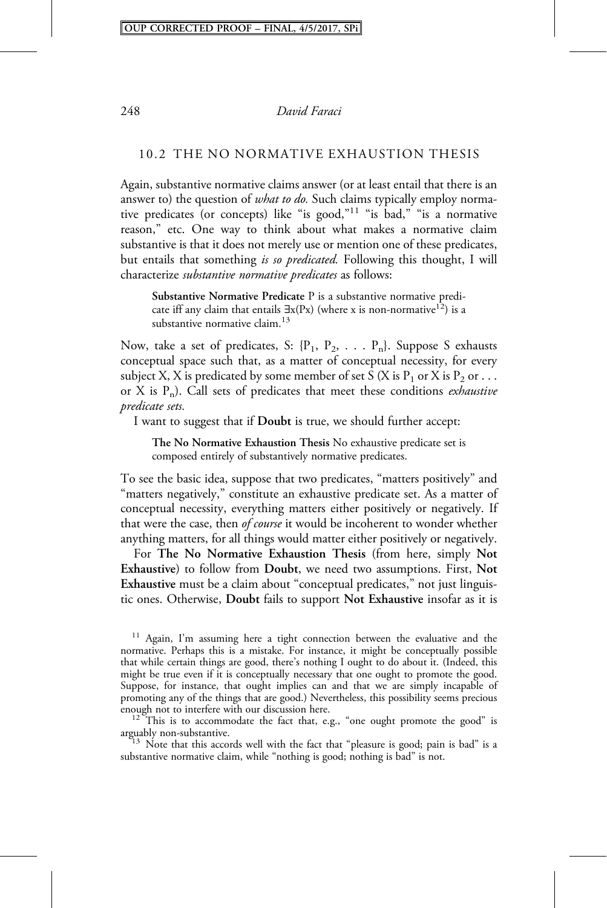## 10.2 THE NO NORMATIVE EXHAUSTION THESIS

Again, substantive normative claims answer (or at least entail that there is an answer to) the question of *what to do.* Such claims typically employ normative predicates (or concepts) like "is good,"[11] "is bad," "is a normative reason," etc. One way to think about what makes a normative claim substantive is that it does not merely use or mention one of these predicates, but entails that something *is so predicated.* Following this thought, I will characterize *substantive normative predicates* as follows:

> **Substantive Normative Predicate** P is a substantive normative predicate iff any claim that entails $\exists x(Px)$ (where x is non-normative[12]) is a substantive normative claim.[13]

Now, take a set of predicates, S: $\{P_1, P_2, \ldots P_n\}$. Suppose S exhausts conceptual space such that, as a matter of conceptual necessity, for every subject X, X is predicated by some member of set S (X is $P_1$ or X is $P_2$ or ... or X is $P_n$). Call sets of predicates that meet these conditions *exhaustive predicate sets.*

I want to suggest that if **Doubt** is true, we should further accept:

> **The No Normative Exhaustion Thesis** No exhaustive predicate set is composed entirely of substantively normative predicates.

To see the basic idea, suppose that two predicates, "matters positively" and "matters negatively," constitute an exhaustive predicate set. As a matter of conceptual necessity, everything matters either positively or negatively. If that were the case, then *of course* it would be incoherent to wonder whether anything matters, for all things would matter either positively or negatively.

For **The No Normative Exhaustion Thesis** (from here, simply **Not Exhaustive**) to follow from **Doubt**, we need two assumptions. First, **Not Exhaustive** must be a claim about "conceptual predicates," not just linguistic ones. Otherwise, **Doubt** fails to support **Not Exhaustive** insofar as it is

---

[11] Again, I'm assuming here a tight connection between the evaluative and the normative. Perhaps this is a mistake. For instance, it might be conceptually possible that while certain things are good, there's nothing I ought to do about it. (Indeed, this might be true even if it is conceptually necessary that one ought to promote the good. Suppose, for instance, that ought implies can and that we are simply incapable of promoting any of the things that are good.) Nevertheless, this possibility seems precious enough not to interfere with our discussion here.

[12] This is to accommodate the fact that, e.g., "one ought promote the good" is arguably non-substantive.

[13] Note that this accords well with the fact that "pleasure is good; pain is bad" is a substantive normative claim, while "nothing is good; nothing is bad" is not.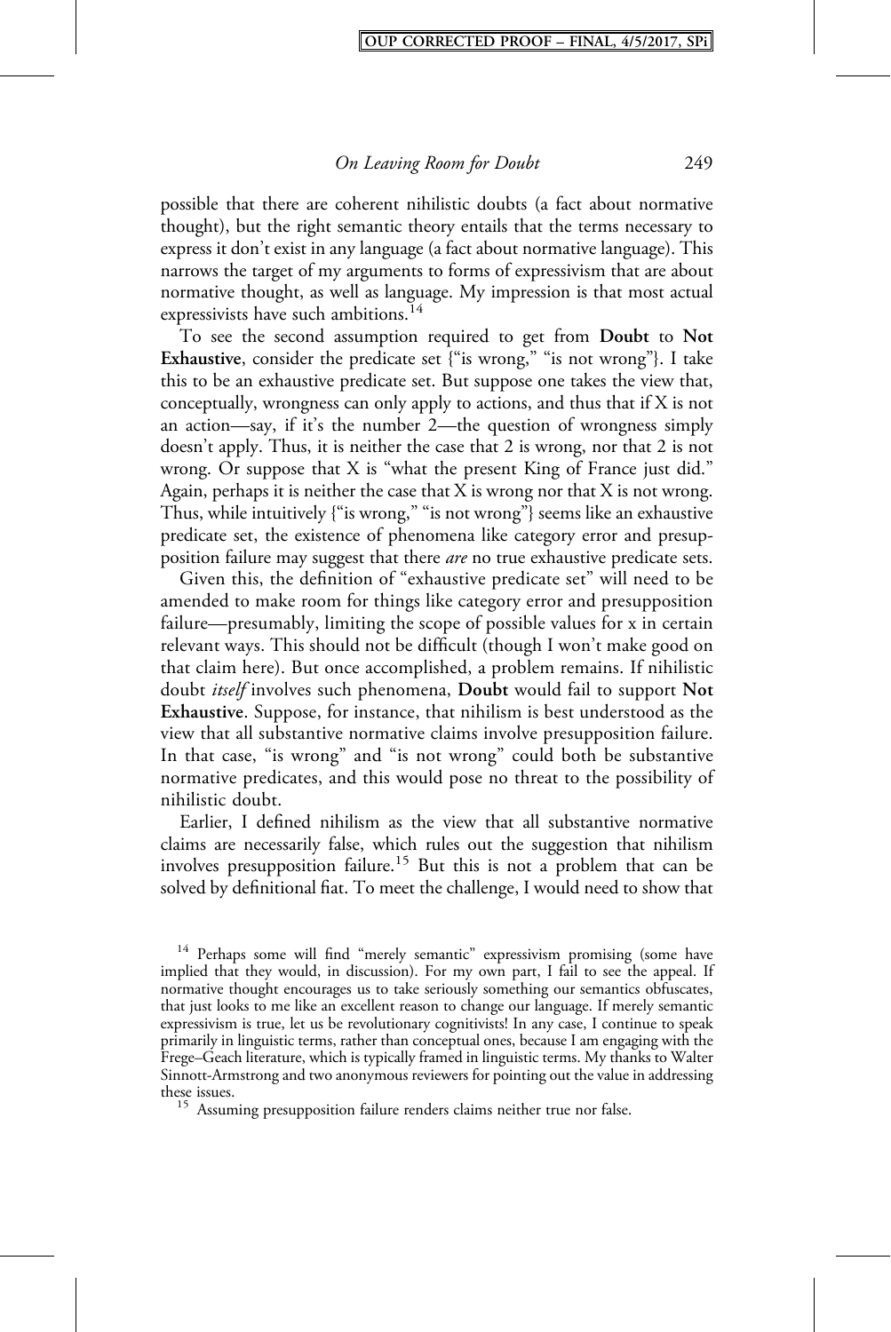possible that there are coherent nihilistic doubts (a fact about normative thought), but the right semantic theory entails that the terms necessary to express it don't exist in any language (a fact about normative language). This narrows the target of my arguments to forms of expressivism that are about normative thought, as well as language. My impression is that most actual expressivists have such ambitions.[14]

To see the second assumption required to get from **Doubt** to **Not Exhaustive**, consider the predicate set {"is wrong," "is not wrong"}. I take this to be an exhaustive predicate set. But suppose one takes the view that, conceptually, wrongness can only apply to actions, and thus that if X is not an action—say, if it's the number 2—the question of wrongness simply doesn't apply. Thus, it is neither the case that 2 is wrong, nor that 2 is not wrong. Or suppose that X is "what the present King of France just did." Again, perhaps it is neither the case that X is wrong nor that X is not wrong. Thus, while intuitively {"is wrong," "is not wrong"} seems like an exhaustive predicate set, the existence of phenomena like category error and presupposition failure may suggest that there *are* no true exhaustive predicate sets.

Given this, the definition of "exhaustive predicate set" will need to be amended to make room for things like category error and presupposition failure—presumably, limiting the scope of possible values for x in certain relevant ways. This should not be difficult (though I won't make good on that claim here). But once accomplished, a problem remains. If nihilistic doubt *itself* involves such phenomena, **Doubt** would fail to support **Not Exhaustive**. Suppose, for instance, that nihilism is best understood as the view that all substantive normative claims involve presupposition failure. In that case, "is wrong" and "is not wrong" could both be substantive normative predicates, and this would pose no threat to the possibility of nihilistic doubt.

Earlier, I defined nihilism as the view that all substantive normative claims are necessarily false, which rules out the suggestion that nihilism involves presupposition failure.[15] But this is not a problem that can be solved by definitional fiat. To meet the challenge, I would need to show that

[14] Perhaps some will find "merely semantic" expressivism promising (some have implied that they would, in discussion). For my own part, I fail to see the appeal. If normative thought encourages us to take seriously something our semantics obfuscates, that just looks to me like an excellent reason to change our language. If merely semantic expressivism is true, let us be revolutionary cognitivists! In any case, I continue to speak primarily in linguistic terms, rather than conceptual ones, because I am engaging with the Frege–Geach literature, which is typically framed in linguistic terms. My thanks to Walter Sinnott-Armstrong and two anonymous reviewers for pointing out the value in addressing these issues.

[15] Assuming presupposition failure renders claims neither true nor false.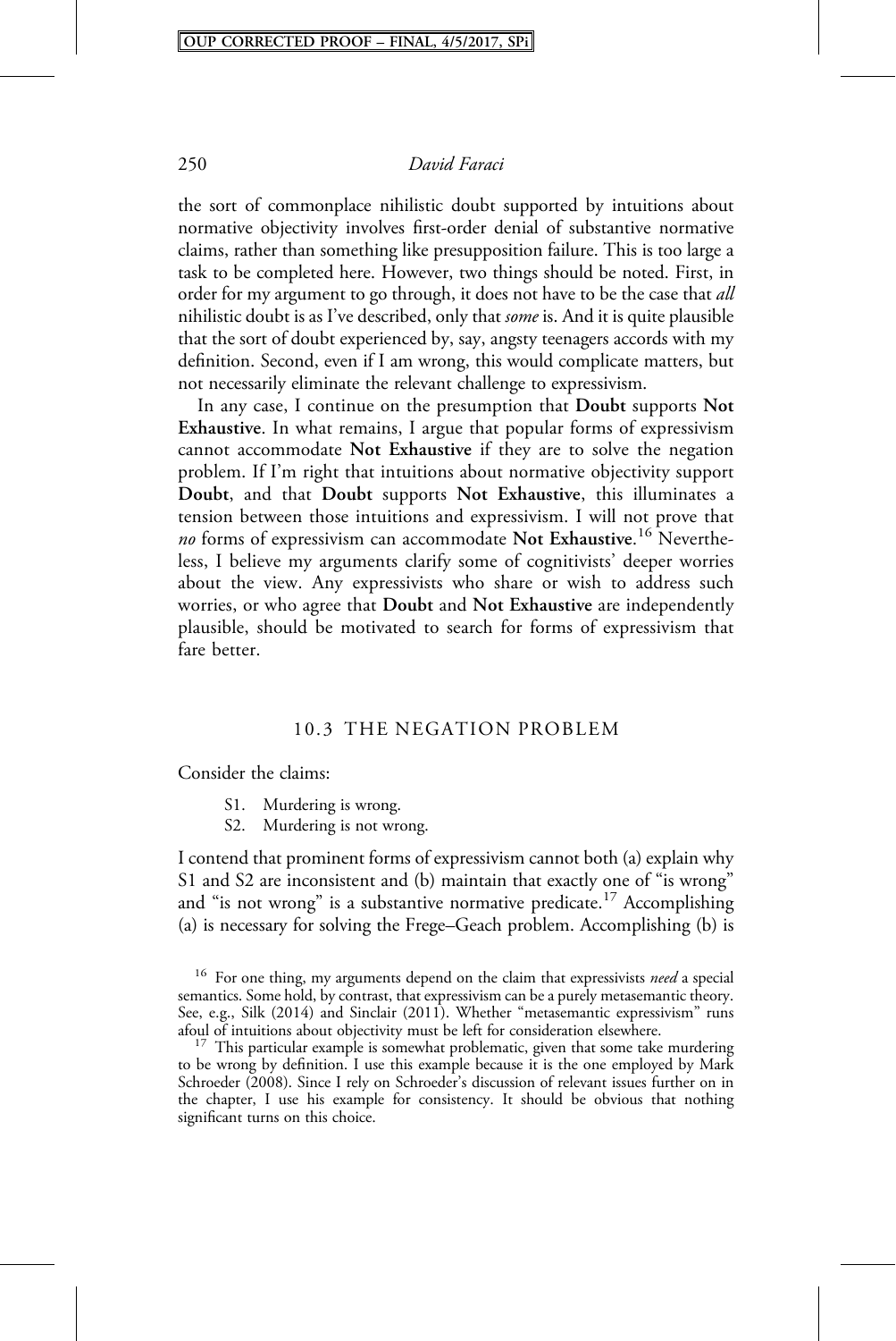the sort of commonplace nihilistic doubt supported by intuitions about normative objectivity involves first-order denial of substantive normative claims, rather than something like presupposition failure. This is too large a task to be completed here. However, two things should be noted. First, in order for my argument to go through, it does not have to be the case that *all* nihilistic doubt is as I've described, only that *some* is. And it is quite plausible that the sort of doubt experienced by, say, angsty teenagers accords with my definition. Second, even if I am wrong, this would complicate matters, but not necessarily eliminate the relevant challenge to expressivism.

In any case, I continue on the presumption that **Doubt** supports **Not Exhaustive**. In what remains, I argue that popular forms of expressivism cannot accommodate **Not Exhaustive** if they are to solve the negation problem. If I'm right that intuitions about normative objectivity support **Doubt**, and that **Doubt** supports **Not Exhaustive**, this illuminates a tension between those intuitions and expressivism. I will not prove that *no* forms of expressivism can accommodate **Not Exhaustive**.[16] Nevertheless, I believe my arguments clarify some of cognitivists' deeper worries about the view. Any expressivists who share or wish to address such worries, or who agree that **Doubt** and **Not Exhaustive** are independently plausible, should be motivated to search for forms of expressivism that fare better.

## 10.3 THE NEGATION PROBLEM

Consider the claims:

- S1. Murdering is wrong.
- S2. Murdering is not wrong.

I contend that prominent forms of expressivism cannot both (a) explain why S1 and S2 are inconsistent and (b) maintain that exactly one of "is wrong" and "is not wrong" is a substantive normative predicate.[17] Accomplishing (a) is necessary for solving the Frege–Geach problem. Accomplishing (b) is

[16] For one thing, my arguments depend on the claim that expressivists *need* a special semantics. Some hold, by contrast, that expressivism can be a purely metasemantic theory. See, e.g., Silk (2014) and Sinclair (2011). Whether "metasemantic expressivism" runs afoul of intuitions about objectivity must be left for consideration elsewhere.

[17] This particular example is somewhat problematic, given that some take murdering to be wrong by definition. I use this example because it is the one employed by Mark Schroeder (2008). Since I rely on Schroeder's discussion of relevant issues further on in the chapter, I use his example for consistency. It should be obvious that nothing significant turns on this choice.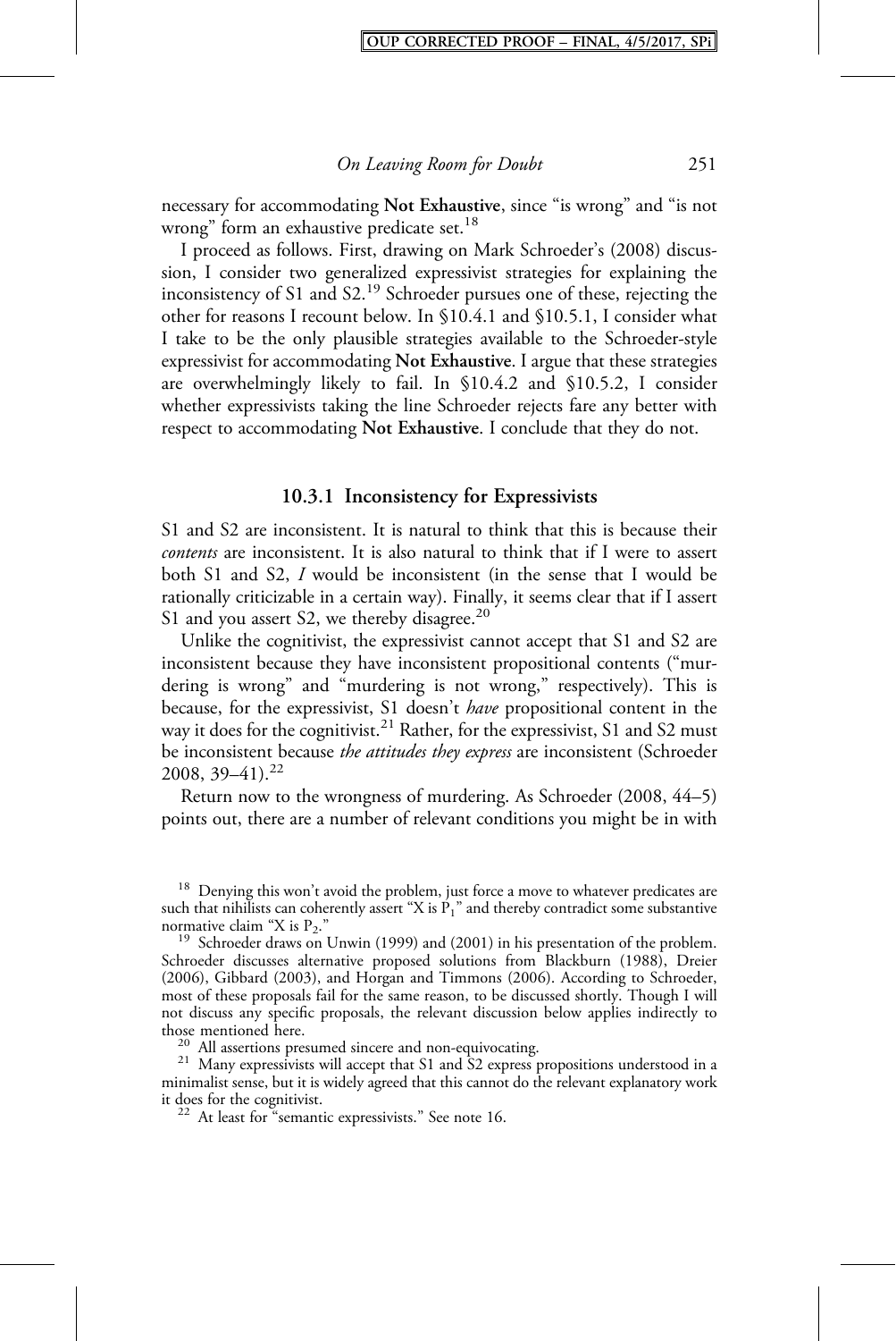necessary for accommodating **Not Exhaustive**, since "is wrong" and "is not wrong" form an exhaustive predicate set.[18]

I proceed as follows. First, drawing on Mark Schroeder's (2008) discussion, I consider two generalized expressivist strategies for explaining the inconsistency of S1 and S2.[19] Schroeder pursues one of these, rejecting the other for reasons I recount below. In §10.4.1 and §10.5.1, I consider what I take to be the only plausible strategies available to the Schroeder-style expressivist for accommodating **Not Exhaustive**. I argue that these strategies are overwhelmingly likely to fail. In §10.4.2 and §10.5.2, I consider whether expressivists taking the line Schroeder rejects fare any better with respect to accommodating **Not Exhaustive**. I conclude that they do not.

### 10.3.1 Inconsistency for Expressivists

S1 and S2 are inconsistent. It is natural to think that this is because their *contents* are inconsistent. It is also natural to think that if I were to assert both S1 and S2, *I* would be inconsistent (in the sense that I would be rationally criticizable in a certain way). Finally, it seems clear that if I assert S1 and you assert S2, we thereby disagree.[20]

Unlike the cognitivist, the expressivist cannot accept that S1 and S2 are inconsistent because they have inconsistent propositional contents ("murdering is wrong" and "murdering is not wrong," respectively). This is because, for the expressivist, S1 doesn't *have* propositional content in the way it does for the cognitivist.[21] Rather, for the expressivist, S1 and S2 must be inconsistent because *the attitudes they express* are inconsistent (Schroeder 2008, 39–41).[22]

Return now to the wrongness of murdering. As Schroeder (2008, 44–5) points out, there are a number of relevant conditions you might be in with

[18] Denying this won't avoid the problem, just force a move to whatever predicates are such that nihilists can coherently assert "X is $P_1$" and thereby contradict some substantive normative claim "X is $P_2$."

[19] Schroeder draws on Unwin (1999) and (2001) in his presentation of the problem. Schroeder discusses alternative proposed solutions from Blackburn (1988), Dreier (2006), Gibbard (2003), and Horgan and Timmons (2006). According to Schroeder, most of these proposals fail for the same reason, to be discussed shortly. Though I will not discuss any specific proposals, the relevant discussion below applies indirectly to those mentioned here.

[20] All assertions presumed sincere and non-equivocating.

[21] Many expressivists will accept that S1 and S2 express propositions understood in a minimalist sense, but it is widely agreed that this cannot do the relevant explanatory work it does for the cognitivist.

[22] At least for "semantic expressivists." See note 16.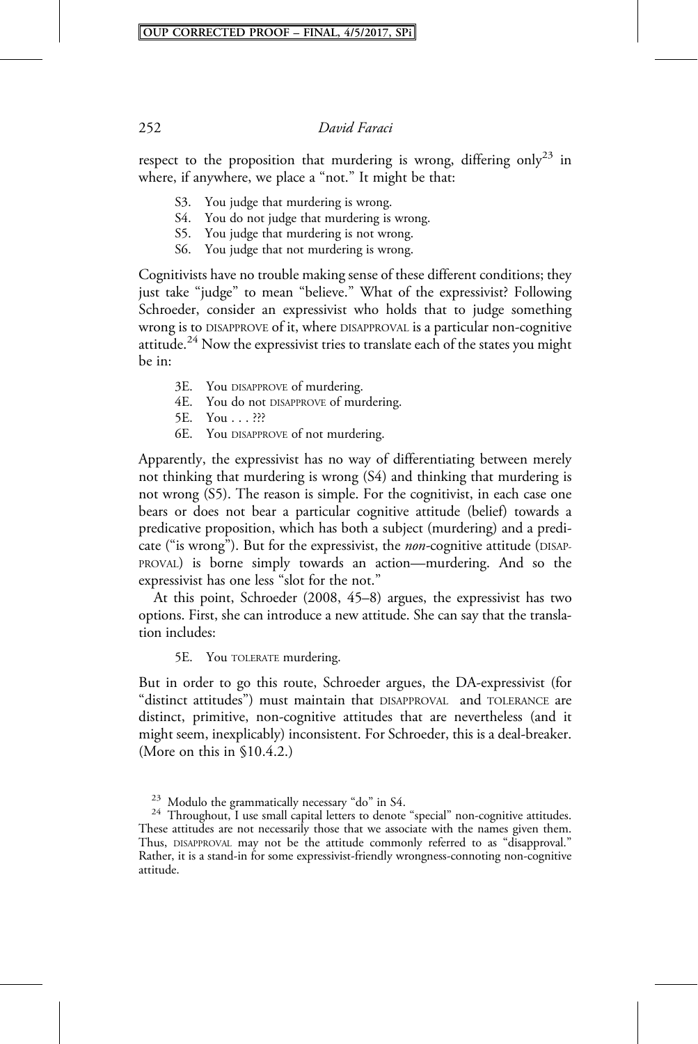respect to the proposition that murdering is wrong, differing only[23] in where, if anywhere, we place a "not." It might be that:

- S3. You judge that murdering is wrong.
- S4. You do not judge that murdering is wrong.
- S5. You judge that murdering is not wrong.
- S6. You judge that not murdering is wrong.

Cognitivists have no trouble making sense of these different conditions; they just take "judge" to mean "believe." What of the expressivist? Following Schroeder, consider an expressivist who holds that to judge something wrong is to DISAPPROVE of it, where DISAPPROVAL is a particular non-cognitive attitude.[24] Now the expressivist tries to translate each of the states you might be in:

- 3E. You DISAPPROVE of murdering.
- 4E. You do not DISAPPROVE of murdering.
- 5E. You . . . ???
- 6E. You DISAPPROVE of not murdering.

Apparently, the expressivist has no way of differentiating between merely not thinking that murdering is wrong (S4) and thinking that murdering is not wrong (S5). The reason is simple. For the cognitivist, in each case one bears or does not bear a particular cognitive attitude (belief) towards a predicative proposition, which has both a subject (murdering) and a predicate ("is wrong"). But for the expressivist, the *non*-cognitive attitude (DISAPPROVAL) is borne simply towards an action—murdering. And so the expressivist has one less "slot for the not."

At this point, Schroeder (2008, 45–8) argues, the expressivist has two options. First, she can introduce a new attitude. She can say that the translation includes:

- 5E. You TOLERATE murdering.

But in order to go this route, Schroeder argues, the DA-expressivist (for "distinct attitudes") must maintain that DISAPPROVAL and TOLERANCE are distinct, primitive, non-cognitive attitudes that are nevertheless (and it might seem, inexplicably) inconsistent. For Schroeder, this is a deal-breaker. (More on this in §10.4.2.)

---

[23] Modulo the grammatically necessary "do" in S4.

[24] Throughout, I use small capital letters to denote "special" non-cognitive attitudes. These attitudes are not necessarily those that we associate with the names given them. Thus, DISAPPROVAL may not be the attitude commonly referred to as "disapproval." Rather, it is a stand-in for some expressivist-friendly wrongness-connoting non-cognitive attitude.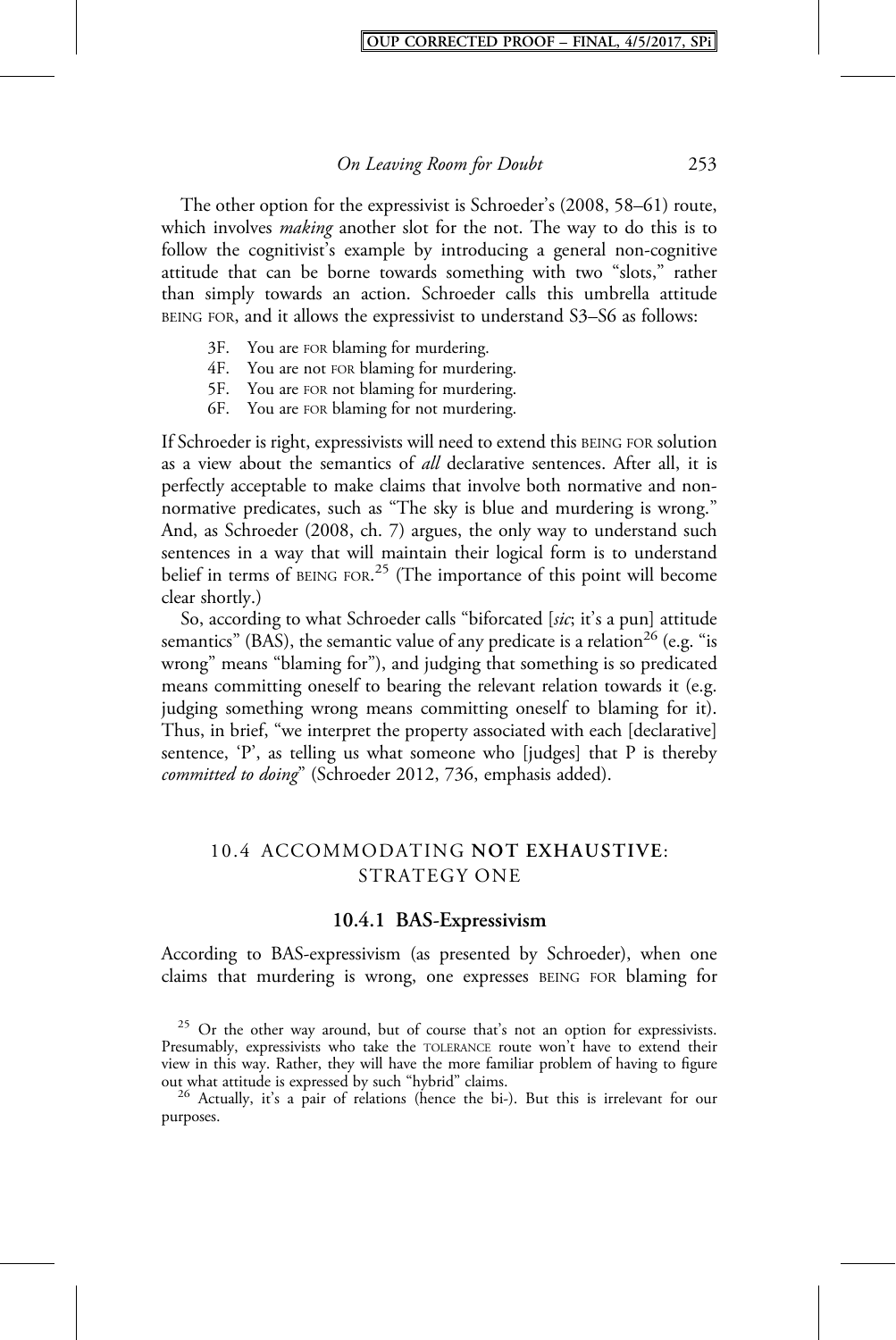The other option for the expressivist is Schroeder's (2008, 58–61) route, which involves *making* another slot for the not. The way to do this is to follow the cognitivist's example by introducing a general non-cognitive attitude that can be borne towards something with two "slots," rather than simply towards an action. Schroeder calls this umbrella attitude BEING FOR, and it allows the expressivist to understand S3–S6 as follows:

- 3F. You are FOR blaming for murdering.
- 4F. You are not FOR blaming for murdering.
- 5F. You are FOR not blaming for murdering.
- 6F. You are FOR blaming for not murdering.

If Schroeder is right, expressivists will need to extend this BEING FOR solution as a view about the semantics of *all* declarative sentences. After all, it is perfectly acceptable to make claims that involve both normative and non-normative predicates, such as "The sky is blue and murdering is wrong." And, as Schroeder (2008, ch. 7) argues, the only way to understand such sentences in a way that will maintain their logical form is to understand belief in terms of BEING FOR.[25] (The importance of this point will become clear shortly.)

So, according to what Schroeder calls "biforcated [*sic*; it's a pun] attitude semantics" (BAS), the semantic value of any predicate is a relation[26] (e.g. "is wrong" means "blaming for"), and judging that something is so predicated means committing oneself to bearing the relevant relation towards it (e.g. judging something wrong means committing oneself to blaming for it). Thus, in brief, "we interpret the property associated with each [declarative] sentence, 'P', as telling us what someone who [judges] that P is thereby *committed to doing*" (Schroeder 2012, 736, emphasis added).

## 10.4 ACCOMMODATING **NOT EXHAUSTIVE**: STRATEGY ONE

### 10.4.1 BAS-Expressivism

According to BAS-expressivism (as presented by Schroeder), when one claims that murdering is wrong, one expresses BEING FOR blaming for

[25] Or the other way around, but of course that's not an option for expressivists. Presumably, expressivists who take the TOLERANCE route won't have to extend their view in this way. Rather, they will have the more familiar problem of having to figure out what attitude is expressed by such "hybrid" claims.

[26] Actually, it's a pair of relations (hence the bi-). But this is irrelevant for our purposes.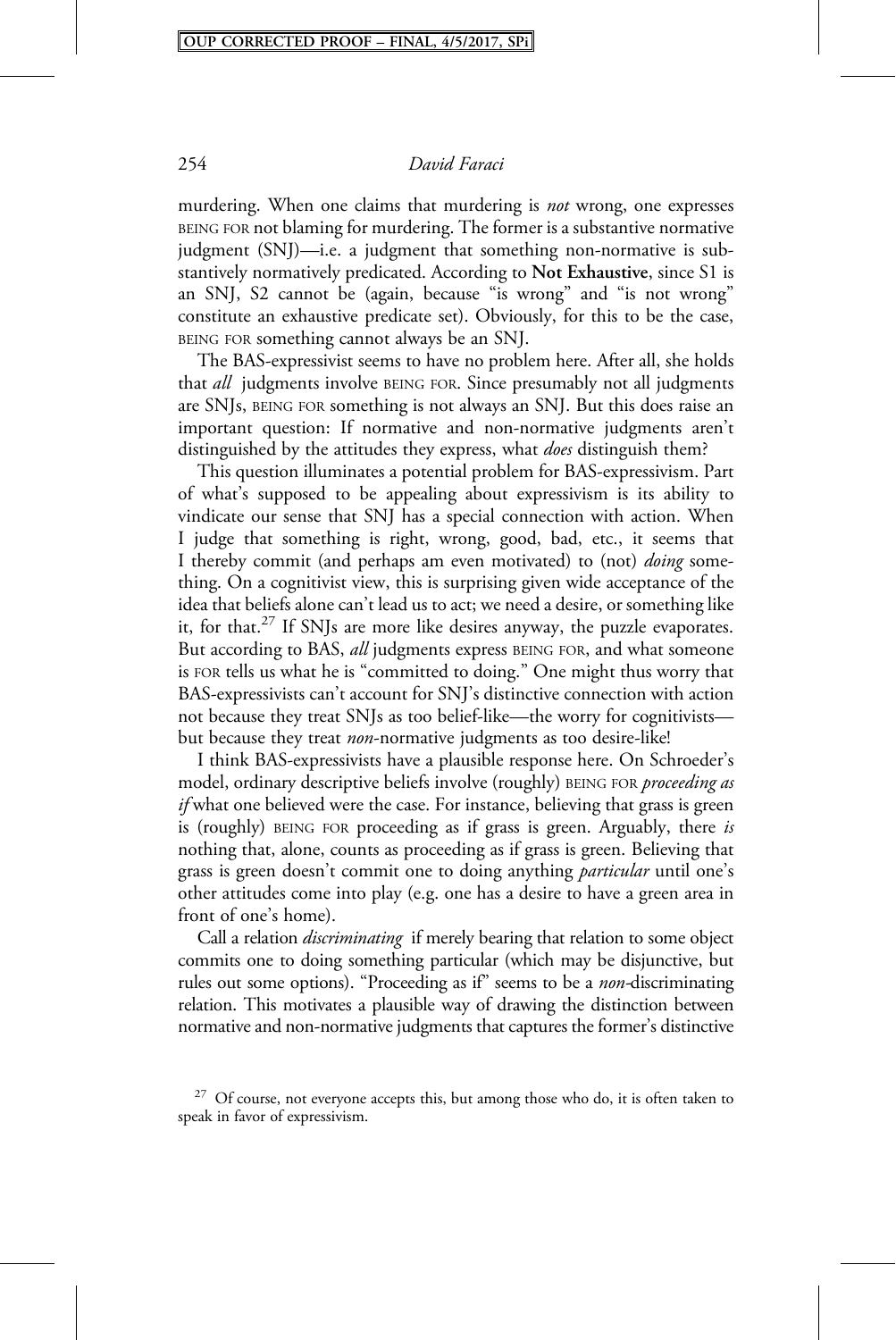murdering. When one claims that murdering is *not* wrong, one expresses BEING FOR not blaming for murdering. The former is a substantive normative judgment (SNJ)—i.e. a judgment that something non-normative is substantively normatively predicated. According to **Not Exhaustive**, since S1 is an SNJ, S2 cannot be (again, because "is wrong" and "is not wrong" constitute an exhaustive predicate set). Obviously, for this to be the case, BEING FOR something cannot always be an SNJ.

The BAS-expressivist seems to have no problem here. After all, she holds that *all* judgments involve BEING FOR. Since presumably not all judgments are SNJs, BEING FOR something is not always an SNJ. But this does raise an important question: If normative and non-normative judgments aren't distinguished by the attitudes they express, what *does* distinguish them?

This question illuminates a potential problem for BAS-expressivism. Part of what's supposed to be appealing about expressivism is its ability to vindicate our sense that SNJ has a special connection with action. When I judge that something is right, wrong, good, bad, etc., it seems that I thereby commit (and perhaps am even motivated) to (not) *doing* something. On a cognitivist view, this is surprising given wide acceptance of the idea that beliefs alone can't lead us to act; we need a desire, or something like it, for that.[27] If SNJs are more like desires anyway, the puzzle evaporates. But according to BAS, *all* judgments express BEING FOR, and what someone is FOR tells us what he is "committed to doing." One might thus worry that BAS-expressivists can't account for SNJ's distinctive connection with action not because they treat SNJs as too belief-like—the worry for cognitivists—but because they treat *non*-normative judgments as too desire-like!

I think BAS-expressivists have a plausible response here. On Schroeder's model, ordinary descriptive beliefs involve (roughly) BEING FOR *proceeding as if* what one believed were the case. For instance, believing that grass is green is (roughly) BEING FOR proceeding as if grass is green. Arguably, there *is* nothing that, alone, counts as proceeding as if grass is green. Believing that grass is green doesn't commit one to doing anything *particular* until one's other attitudes come into play (e.g. one has a desire to have a green area in front of one's home).

Call a relation *discriminating* if merely bearing that relation to some object commits one to doing something particular (which may be disjunctive, but rules out some options). "Proceeding as if" seems to be a *non*-discriminating relation. This motivates a plausible way of drawing the distinction between normative and non-normative judgments that captures the former's distinctive

[27] Of course, not everyone accepts this, but among those who do, it is often taken to speak in favor of expressivism.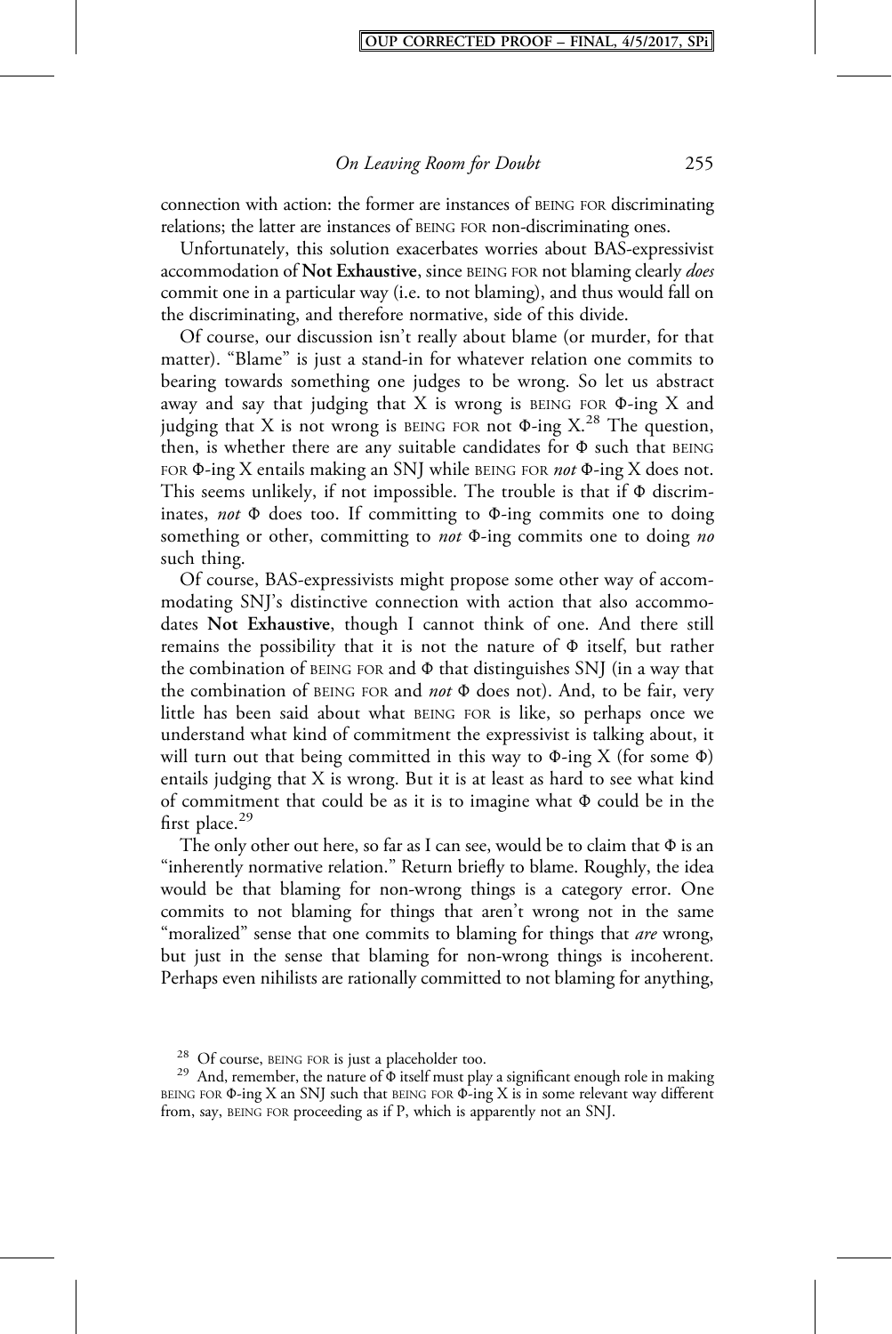connection with action: the former are instances of BEING FOR discriminating relations; the latter are instances of BEING FOR non-discriminating ones.

Unfortunately, this solution exacerbates worries about BAS-expressivist accommodation of **Not Exhaustive**, since BEING FOR not blaming clearly *does* commit one in a particular way (i.e. to not blaming), and thus would fall on the discriminating, and therefore normative, side of this divide.

Of course, our discussion isn't really about blame (or murder, for that matter). "Blame" is just a stand-in for whatever relation one commits to bearing towards something one judges to be wrong. So let us abstract away and say that judging that X is wrong is BEING FOR Φ-ing X and judging that X is not wrong is BEING FOR not Φ-ing X.[28] The question, then, is whether there are any suitable candidates for Φ such that BEING FOR Φ-ing X entails making an SNJ while BEING FOR *not* Φ-ing X does not. This seems unlikely, if not impossible. The trouble is that if Φ discriminates, *not* Φ does too. If committing to Φ-ing commits one to doing something or other, committing to *not* Φ-ing commits one to doing *no* such thing.

Of course, BAS-expressivists might propose some other way of accommodating SNJ's distinctive connection with action that also accommodates **Not Exhaustive**, though I cannot think of one. And there still remains the possibility that it is not the nature of Φ itself, but rather the combination of BEING FOR and Φ that distinguishes SNJ (in a way that the combination of BEING FOR and *not* Φ does not). And, to be fair, very little has been said about what BEING FOR is like, so perhaps once we understand what kind of commitment the expressivist is talking about, it will turn out that being committed in this way to Φ-ing X (for some Φ) entails judging that X is wrong. But it is at least as hard to see what kind of commitment that could be as it is to imagine what Φ could be in the first place.[29]

The only other out here, so far as I can see, would be to claim that Φ is an "inherently normative relation." Return briefly to blame. Roughly, the idea would be that blaming for non-wrong things is a category error. One commits to not blaming for things that aren't wrong not in the same "moralized" sense that one commits to blaming for things that *are* wrong, but just in the sense that blaming for non-wrong things is incoherent. Perhaps even nihilists are rationally committed to not blaming for anything,

[28] Of course, BEING FOR is just a placeholder too.

[29] And, remember, the nature of Φ itself must play a significant enough role in making BEING FOR Φ-ing X an SNJ such that BEING FOR Φ-ing X is in some relevant way different from, say, BEING FOR proceeding as if P, which is apparently not an SNJ.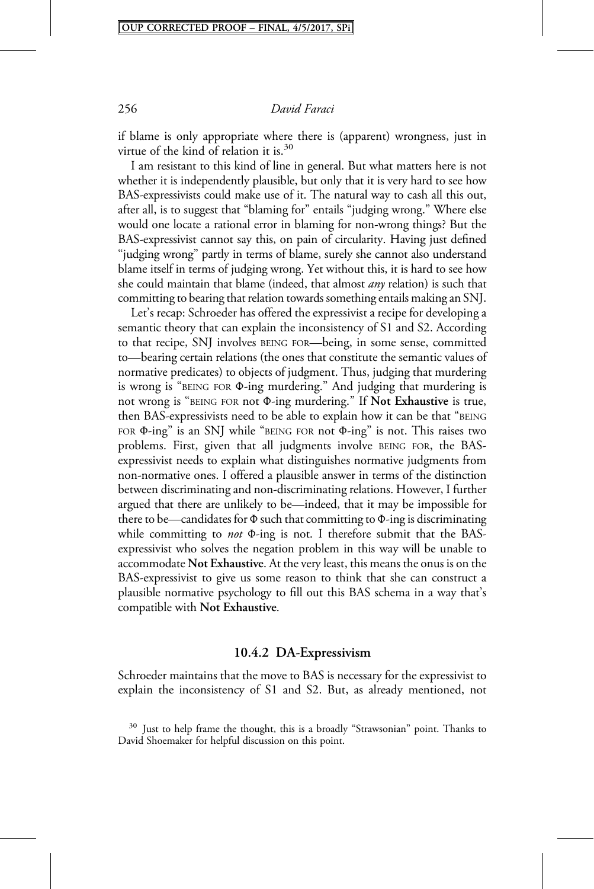if blame is only appropriate where there is (apparent) wrongness, just in virtue of the kind of relation it is.[30]

I am resistant to this kind of line in general. But what matters here is not whether it is independently plausible, but only that it is very hard to see how BAS-expressivists could make use of it. The natural way to cash all this out, after all, is to suggest that "blaming for" entails "judging wrong." Where else would one locate a rational error in blaming for non-wrong things? But the BAS-expressivist cannot say this, on pain of circularity. Having just defined "judging wrong" partly in terms of blame, surely she cannot also understand blame itself in terms of judging wrong. Yet without this, it is hard to see how she could maintain that blame (indeed, that almost *any* relation) is such that committing to bearing that relation towards something entails making an SNJ.

Let's recap: Schroeder has offered the expressivist a recipe for developing a semantic theory that can explain the inconsistency of S1 and S2. According to that recipe, SNJ involves BEING FOR—being, in some sense, committed to—bearing certain relations (the ones that constitute the semantic values of normative predicates) to objects of judgment. Thus, judging that murdering is wrong is "BEING FOR Φ-ing murdering." And judging that murdering is not wrong is "BEING FOR not Φ-ing murdering." If **Not Exhaustive** is true, then BAS-expressivists need to be able to explain how it can be that "BEING FOR Φ-ing" is an SNJ while "BEING FOR not Φ-ing" is not. This raises two problems. First, given that all judgments involve BEING FOR, the BAS-expressivist needs to explain what distinguishes normative judgments from non-normative ones. I offered a plausible answer in terms of the distinction between discriminating and non-discriminating relations. However, I further argued that there are unlikely to be—indeed, that it may be impossible for there to be—candidates for Φ such that committing to Φ-ing is discriminating while committing to *not* Φ-ing is not. I therefore submit that the BAS-expressivist who solves the negation problem in this way will be unable to accommodate **Not Exhaustive**. At the very least, this means the onus is on the BAS-expressivist to give us some reason to think that she can construct a plausible normative psychology to fill out this BAS schema in a way that's compatible with **Not Exhaustive**.

### 10.4.2 DA-Expressivism

Schroeder maintains that the move to BAS is necessary for the expressivist to explain the inconsistency of S1 and S2. But, as already mentioned, not

[30] Just to help frame the thought, this is a broadly "Strawsonian" point. Thanks to David Shoemaker for helpful discussion on this point.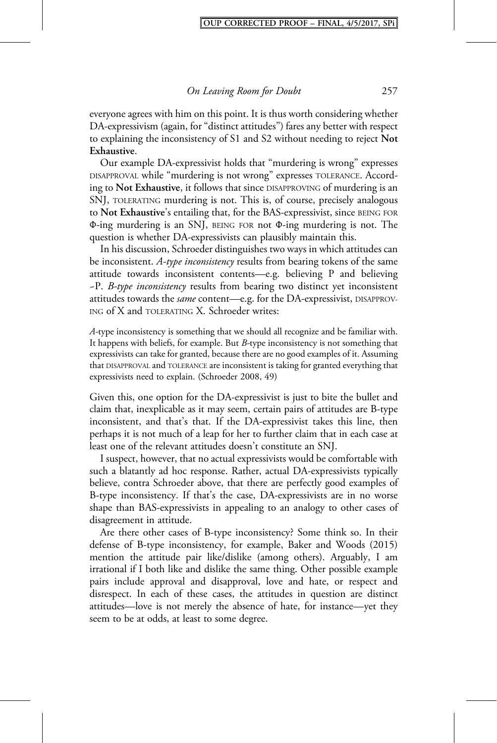everyone agrees with him on this point. It is thus worth considering whether DA-expressivism (again, for "distinct attitudes") fares any better with respect to explaining the inconsistency of S1 and S2 without needing to reject **Not Exhaustive**.

Our example DA-expressivist holds that "murdering is wrong" expresses DISAPPROVAL while "murdering is not wrong" expresses TOLERANCE. According to **Not Exhaustive**, it follows that since DISAPPROVING of murdering is an SNJ, TOLERATING murdering is not. This is, of course, precisely analogous to **Not Exhaustive**'s entailing that, for the BAS-expressivist, since BEING FOR Φ-ing murdering is an SNJ, BEING FOR not Φ-ing murdering is not. The question is whether DA-expressivists can plausibly maintain this.

In his discussion, Schroeder distinguishes two ways in which attitudes can be inconsistent. *A-type inconsistency* results from bearing tokens of the same attitude towards inconsistent contents—e.g. believing P and believing ~P. *B-type inconsistency* results from bearing two distinct yet inconsistent attitudes towards the *same* content—e.g. for the DA-expressivist, DISAPPROVING of X and TOLERATING X. Schroeder writes:

> *A*-type inconsistency is something that we should all recognize and be familiar with. It happens with beliefs, for example. But *B*-type inconsistency is not something that expressivists can take for granted, because there are no good examples of it. Assuming that DISAPPROVAL and TOLERANCE are inconsistent is taking for granted everything that expressivists need to explain. (Schroeder 2008, 49)

Given this, one option for the DA-expressivist is just to bite the bullet and claim that, inexplicable as it may seem, certain pairs of attitudes are B-type inconsistent, and that's that. If the DA-expressivist takes this line, then perhaps it is not much of a leap for her to further claim that in each case at least one of the relevant attitudes doesn't constitute an SNJ.

I suspect, however, that no actual expressivists would be comfortable with such a blatantly ad hoc response. Rather, actual DA-expressivists typically believe, contra Schroeder above, that there are perfectly good examples of B-type inconsistency. If that's the case, DA-expressivists are in no worse shape than BAS-expressivists in appealing to an analogy to other cases of disagreement in attitude.

Are there other cases of B-type inconsistency? Some think so. In their defense of B-type inconsistency, for example, Baker and Woods (2015) mention the attitude pair like/dislike (among others). Arguably, I am irrational if I both like and dislike the same thing. Other possible example pairs include approval and disapproval, love and hate, or respect and disrespect. In each of these cases, the attitudes in question are distinct attitudes—love is not merely the absence of hate, for instance—yet they seem to be at odds, at least to some degree.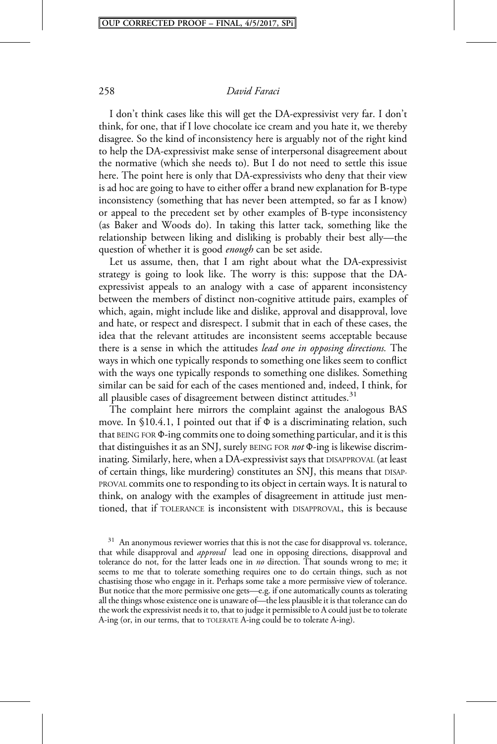I don't think cases like this will get the DA-expressivist very far. I don't think, for one, that if I love chocolate ice cream and you hate it, we thereby disagree. So the kind of inconsistency here is arguably not of the right kind to help the DA-expressivist make sense of interpersonal disagreement about the normative (which she needs to). But I do not need to settle this issue here. The point here is only that DA-expressivists who deny that their view is ad hoc are going to have to either offer a brand new explanation for B-type inconsistency (something that has never been attempted, so far as I know) or appeal to the precedent set by other examples of B-type inconsistency (as Baker and Woods do). In taking this latter tack, something like the relationship between liking and disliking is probably their best ally—the question of whether it is good *enough* can be set aside.

Let us assume, then, that I am right about what the DA-expressivist strategy is going to look like. The worry is this: suppose that the DA-expressivist appeals to an analogy with a case of apparent inconsistency between the members of distinct non-cognitive attitude pairs, examples of which, again, might include like and dislike, approval and disapproval, love and hate, or respect and disrespect. I submit that in each of these cases, the idea that the relevant attitudes are inconsistent seems acceptable because there is a sense in which the attitudes *lead one in opposing directions.* The ways in which one typically responds to something one likes seem to conflict with the ways one typically responds to something one dislikes. Something similar can be said for each of the cases mentioned and, indeed, I think, for all plausible cases of disagreement between distinct attitudes.[31]

The complaint here mirrors the complaint against the analogous BAS move. In §10.4.1, I pointed out that if $\Phi$ is a discriminating relation, such that BEING FOR $\Phi$-ing commits one to doing something particular, and it is this that distinguishes it as an SNJ, surely BEING FOR *not* $\Phi$-ing is likewise discriminating. Similarly, here, when a DA-expressivist says that DISAPPROVAL (at least of certain things, like murdering) constitutes an SNJ, this means that DISAPPROVAL commits one to responding to its object in certain ways. It is natural to think, on analogy with the examples of disagreement in attitude just mentioned, that if TOLERANCE is inconsistent with DISAPPROVAL, this is because

[31] An anonymous reviewer worries that this is not the case for disapproval vs. tolerance, that while disapproval and *approval* lead one in opposing directions, disapproval and tolerance do not, for the latter leads one in *no* direction. That sounds wrong to me; it seems to me that to tolerate something requires one to do certain things, such as not chastising those who engage in it. Perhaps some take a more permissive view of tolerance. But notice that the more permissive one gets—e.g. if one automatically counts as tolerating all the things whose existence one is unaware of—the less plausible it is that tolerance can do the work the expressivist needs it to, that to judge it permissible to A could just be to tolerate A-ing (or, in our terms, that to TOLERATE A-ing could be to tolerate A-ing).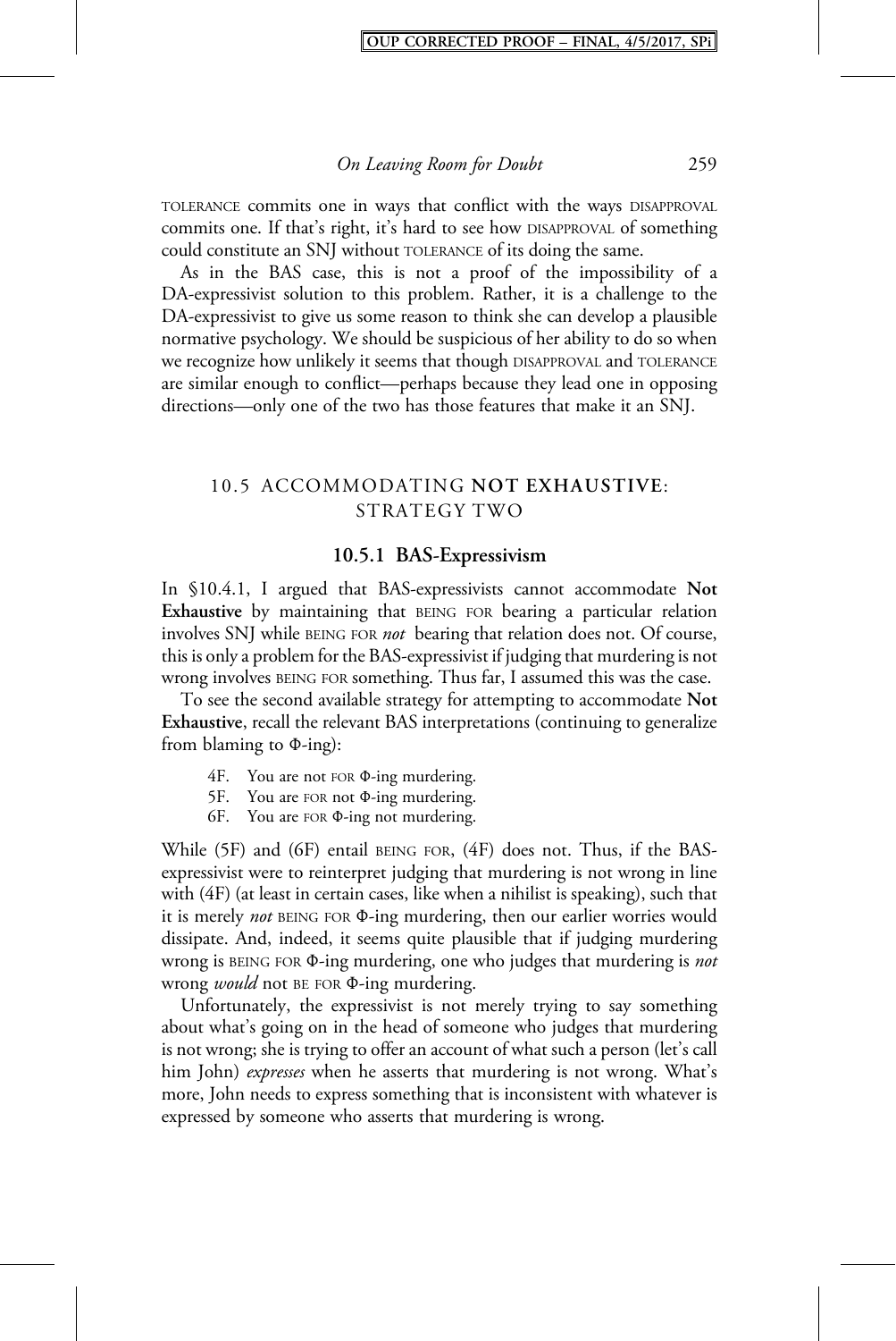TOLERANCE commits one in ways that conflict with the ways DISAPPROVAL commits one. If that's right, it's hard to see how DISAPPROVAL of something could constitute an SNJ without TOLERANCE of its doing the same.

As in the BAS case, this is not a proof of the impossibility of a DA-expressivist solution to this problem. Rather, it is a challenge to the DA-expressivist to give us some reason to think she can develop a plausible normative psychology. We should be suspicious of her ability to do so when we recognize how unlikely it seems that though DISAPPROVAL and TOLERANCE are similar enough to conflict—perhaps because they lead one in opposing directions—only one of the two has those features that make it an SNJ.

## 10.5 ACCOMMODATING **NOT EXHAUSTIVE**: STRATEGY TWO

### 10.5.1 BAS-Expressivism

In §10.4.1, I argued that BAS-expressivists cannot accommodate **Not Exhaustive** by maintaining that BEING FOR bearing a particular relation involves SNJ while BEING FOR *not* bearing that relation does not. Of course, this is only a problem for the BAS-expressivist if judging that murdering is not wrong involves BEING FOR something. Thus far, I assumed this was the case.

To see the second available strategy for attempting to accommodate **Not Exhaustive**, recall the relevant BAS interpretations (continuing to generalize from blaming to Φ-ing):

4F. You are not FOR Φ-ing murdering.
5F. You are FOR not Φ-ing murdering.
6F. You are FOR Φ-ing not murdering.

While (5F) and (6F) entail BEING FOR, (4F) does not. Thus, if the BAS-expressivist were to reinterpret judging that murdering is not wrong in line with (4F) (at least in certain cases, like when a nihilist is speaking), such that it is merely *not* BEING FOR Φ-ing murdering, then our earlier worries would dissipate. And, indeed, it seems quite plausible that if judging murdering wrong is BEING FOR Φ-ing murdering, one who judges that murdering is *not* wrong *would* not BE FOR Φ-ing murdering.

Unfortunately, the expressivist is not merely trying to say something about what's going on in the head of someone who judges that murdering is not wrong; she is trying to offer an account of what such a person (let's call him John) *expresses* when he asserts that murdering is not wrong. What's more, John needs to express something that is inconsistent with whatever is expressed by someone who asserts that murdering is wrong.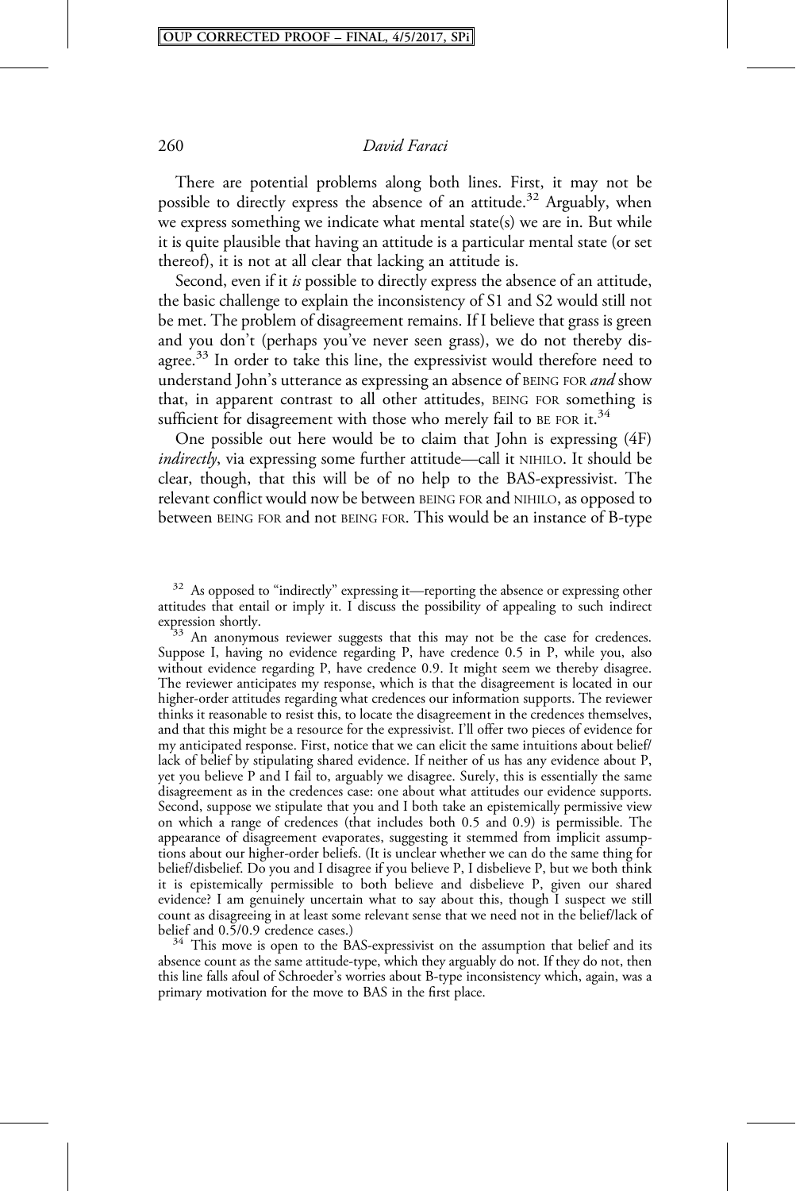There are potential problems along both lines. First, it may not be possible to directly express the absence of an attitude.[32] Arguably, when we express something we indicate what mental state(s) we are in. But while it is quite plausible that having an attitude is a particular mental state (or set thereof), it is not at all clear that lacking an attitude is.

Second, even if it *is* possible to directly express the absence of an attitude, the basic challenge to explain the inconsistency of S1 and S2 would still not be met. The problem of disagreement remains. If I believe that grass is green and you don't (perhaps you've never seen grass), we do not thereby disagree.[33] In order to take this line, the expressivist would therefore need to understand John's utterance as expressing an absence of BEING FOR *and* show that, in apparent contrast to all other attitudes, BEING FOR something is sufficient for disagreement with those who merely fail to BE FOR it.[34]

One possible out here would be to claim that John is expressing (4F) *indirectly*, via expressing some further attitude—call it NIHILO. It should be clear, though, that this will be of no help to the BAS-expressivist. The relevant conflict would now be between BEING FOR and NIHILO, as opposed to between BEING FOR and not BEING FOR. This would be an instance of B-type

---

[32] As opposed to "indirectly" expressing it—reporting the absence or expressing other attitudes that entail or imply it. I discuss the possibility of appealing to such indirect expression shortly.

[33] An anonymous reviewer suggests that this may not be the case for credences. Suppose I, having no evidence regarding P, have credence 0.5 in P, while you, also without evidence regarding P, have credence 0.9. It might seem we thereby disagree. The reviewer anticipates my response, which is that the disagreement is located in our higher-order attitudes regarding what credences our information supports. The reviewer thinks it reasonable to resist this, to locate the disagreement in the credences themselves, and that this might be a resource for the expressivist. I'll offer two pieces of evidence for my anticipated response. First, notice that we can elicit the same intuitions about belief/lack of belief by stipulating shared evidence. If neither of us has any evidence about P, yet you believe P and I fail to, arguably we disagree. Surely, this is essentially the same disagreement as in the credences case: one about what attitudes our evidence supports. Second, suppose we stipulate that you and I both take an epistemically permissive view on which a range of credences (that includes both 0.5 and 0.9) is permissible. The appearance of disagreement evaporates, suggesting it stemmed from implicit assumptions about our higher-order beliefs. (It is unclear whether we can do the same thing for belief/disbelief. Do you and I disagree if you believe P, I disbelieve P, but we both think it is epistemically permissible to both believe and disbelieve P, given our shared evidence? I am genuinely uncertain what to say about this, though I suspect we still count as disagreeing in at least some relevant sense that we need not in the belief/lack of belief and 0.5/0.9 credence cases.)

[34] This move is open to the BAS-expressivist on the assumption that belief and its absence count as the same attitude-type, which they arguably do not. If they do not, then this line falls afoul of Schroeder's worries about B-type inconsistency which, again, was a primary motivation for the move to BAS in the first place.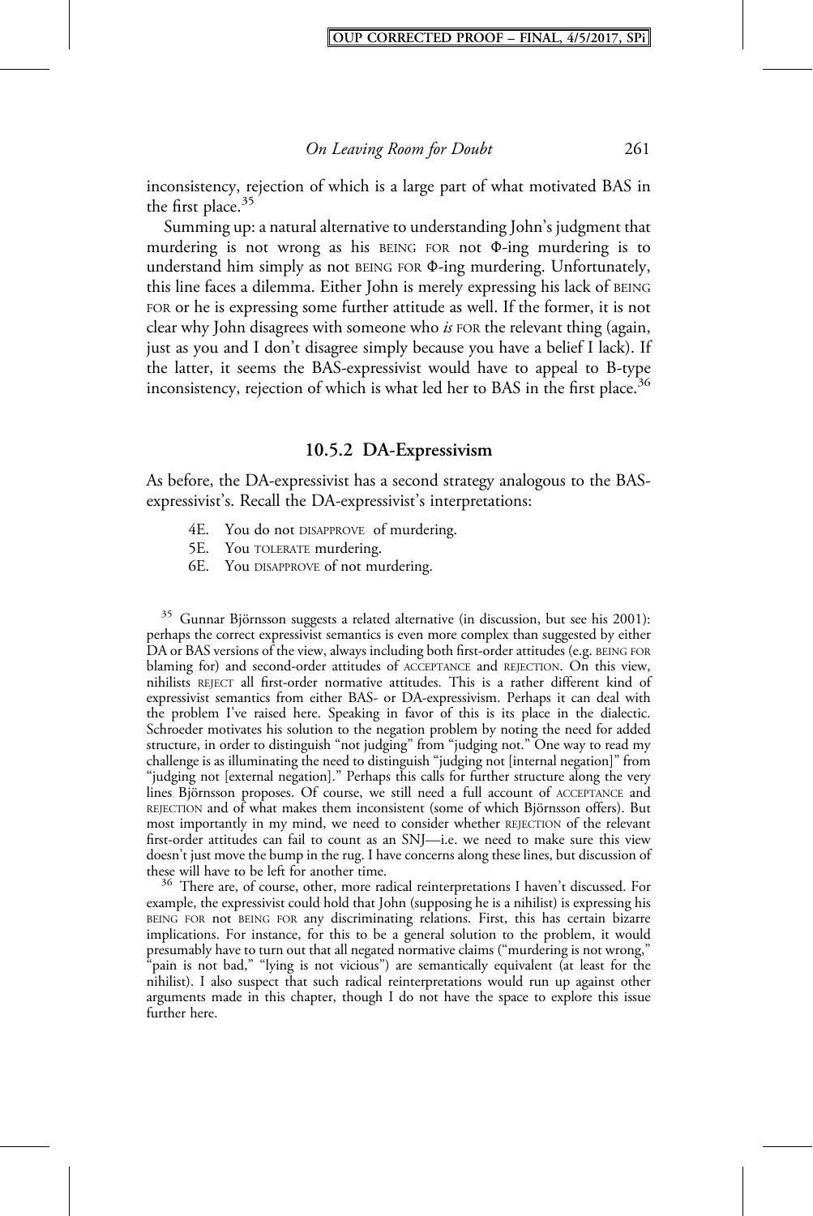inconsistency, rejection of which is a large part of what motivated BAS in the first place.[35]

Summing up: a natural alternative to understanding John's judgment that murdering is not wrong as his BEING FOR not Φ-ing murdering is to understand him simply as not BEING FOR Φ-ing murdering. Unfortunately, this line faces a dilemma. Either John is merely expressing his lack of BEING FOR or he is expressing some further attitude as well. If the former, it is not clear why John disagrees with someone who *is* FOR the relevant thing (again, just as you and I don't disagree simply because you have a belief I lack). If the latter, it seems the BAS-expressivist would have to appeal to B-type inconsistency, rejection of which is what led her to BAS in the first place.[36]

### 10.5.2 DA-Expressivism

As before, the DA-expressivist has a second strategy analogous to the BAS-expressivist's. Recall the DA-expressivist's interpretations:

- 4E. You do not DISAPPROVE of murdering.
- 5E. You TOLERATE murdering.
- 6E. You DISAPPROVE of not murdering.

[35] Gunnar Björnsson suggests a related alternative (in discussion, but see his 2001): perhaps the correct expressivist semantics is even more complex than suggested by either DA or BAS versions of the view, always including both first-order attitudes (e.g. BEING FOR blaming for) and second-order attitudes of ACCEPTANCE and REJECTION. On this view, nihilists REJECT all first-order normative attitudes. This is a rather different kind of expressivist semantics from either BAS- or DA-expressivism. Perhaps it can deal with the problem I've raised here. Speaking in favor of this is its place in the dialectic. Schroeder motivates his solution to the negation problem by noting the need for added structure, in order to distinguish "not judging" from "judging not." One way to read my challenge is as illuminating the need to distinguish "judging not [internal negation]" from "judging not [external negation]." Perhaps this calls for further structure along the very lines Björnsson proposes. Of course, we still need a full account of ACCEPTANCE and REJECTION and of what makes them inconsistent (some of which Björnsson offers). But most importantly in my mind, we need to consider whether REJECTION of the relevant first-order attitudes can fail to count as an SNJ—i.e. we need to make sure this view doesn't just move the bump in the rug. I have concerns along these lines, but discussion of these will have to be left for another time.

[36] There are, of course, other, more radical reinterpretations I haven't discussed. For example, the expressivist could hold that John (supposing he is a nihilist) is expressing his BEING FOR not BEING FOR any discriminating relations. First, this has certain bizarre implications. For instance, for this to be a general solution to the problem, it would presumably have to turn out that all negated normative claims ("murdering is not wrong," "pain is not bad," "lying is not vicious") are semantically equivalent (at least for the nihilist). I also suspect that such radical reinterpretations would run up against other arguments made in this chapter, though I do not have the space to explore this issue further here.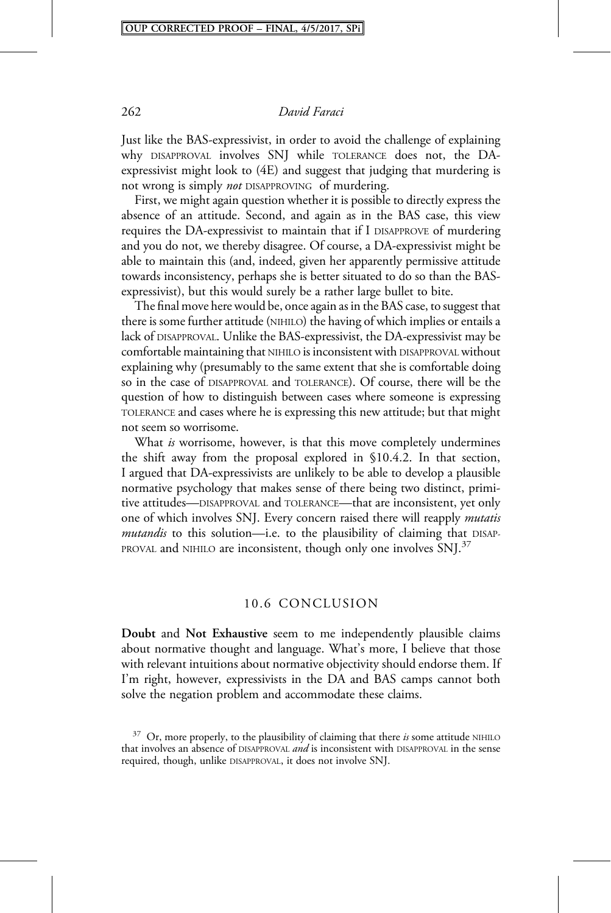Just like the BAS-expressivist, in order to avoid the challenge of explaining why DISAPPROVAL involves SNJ while TOLERANCE does not, the DA-expressivist might look to (4E) and suggest that judging that murdering is not wrong is simply *not* DISAPPROVING of murdering.

First, we might again question whether it is possible to directly express the absence of an attitude. Second, and again as in the BAS case, this view requires the DA-expressivist to maintain that if I DISAPPROVE of murdering and you do not, we thereby disagree. Of course, a DA-expressivist might be able to maintain this (and, indeed, given her apparently permissive attitude towards inconsistency, perhaps she is better situated to do so than the BAS-expressivist), but this would surely be a rather large bullet to bite.

The final move here would be, once again as in the BAS case, to suggest that there is some further attitude (NIHILO) the having of which implies or entails a lack of DISAPPROVAL. Unlike the BAS-expressivist, the DA-expressivist may be comfortable maintaining that NIHILO is inconsistent with DISAPPROVAL without explaining why (presumably to the same extent that she is comfortable doing so in the case of DISAPPROVAL and TOLERANCE). Of course, there will be the question of how to distinguish between cases where someone is expressing TOLERANCE and cases where he is expressing this new attitude; but that might not seem so worrisome.

What *is* worrisome, however, is that this move completely undermines the shift away from the proposal explored in §10.4.2. In that section, I argued that DA-expressivists are unlikely to be able to develop a plausible normative psychology that makes sense of there being two distinct, primitive attitudes—DISAPPROVAL and TOLERANCE—that are inconsistent, yet only one of which involves SNJ. Every concern raised there will reapply *mutatis mutandis* to this solution—i.e. to the plausibility of claiming that DISAPPROVAL and NIHILO are inconsistent, though only one involves SNJ.[37]

## 10.6 CONCLUSION

**Doubt** and **Not Exhaustive** seem to me independently plausible claims about normative thought and language. What's more, I believe that those with relevant intuitions about normative objectivity should endorse them. If I'm right, however, expressivists in the DA and BAS camps cannot both solve the negation problem and accommodate these claims.

[37] Or, more properly, to the plausibility of claiming that there *is* some attitude NIHILO that involves an absence of DISAPPROVAL *and* is inconsistent with DISAPPROVAL in the sense required, though, unlike DISAPPROVAL, it does not involve SNJ.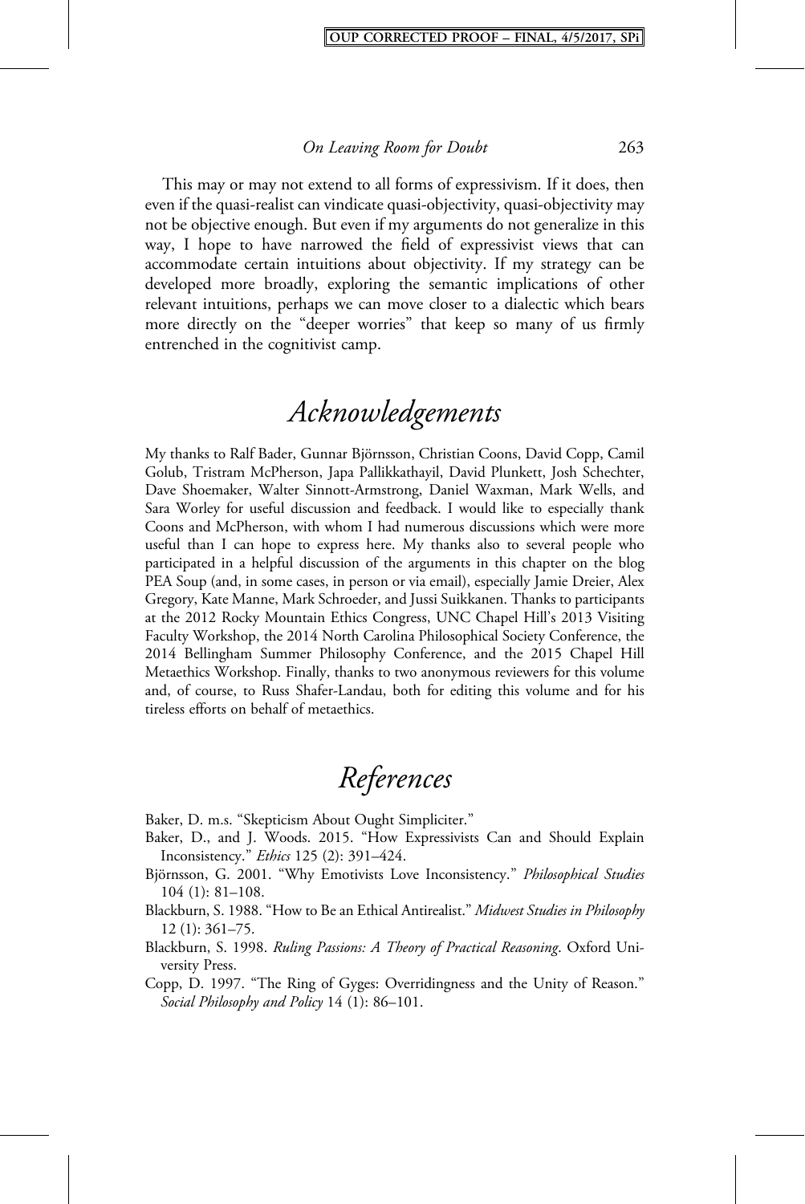This may or may not extend to all forms of expressivism. If it does, then even if the quasi-realist can vindicate quasi-objectivity, quasi-objectivity may not be objective enough. But even if my arguments do not generalize in this way, I hope to have narrowed the field of expressivist views that can accommodate certain intuitions about objectivity. If my strategy can be developed more broadly, exploring the semantic implications of other relevant intuitions, perhaps we can move closer to a dialectic which bears more directly on the "deeper worries" that keep so many of us firmly entrenched in the cognitivist camp.

# *Acknowledgements*

My thanks to Ralf Bader, Gunnar Björnsson, Christian Coons, David Copp, Camil Golub, Tristram McPherson, Japa Pallikkathayil, David Plunkett, Josh Schechter, Dave Shoemaker, Walter Sinnott-Armstrong, Daniel Waxman, Mark Wells, and Sara Worley for useful discussion and feedback. I would like to especially thank Coons and McPherson, with whom I had numerous discussions which were more useful than I can hope to express here. My thanks also to several people who participated in a helpful discussion of the arguments in this chapter on the blog PEA Soup (and, in some cases, in person or via email), especially Jamie Dreier, Alex Gregory, Kate Manne, Mark Schroeder, and Jussi Suikkanen. Thanks to participants at the 2012 Rocky Mountain Ethics Congress, UNC Chapel Hill's 2013 Visiting Faculty Workshop, the 2014 North Carolina Philosophical Society Conference, the 2014 Bellingham Summer Philosophy Conference, and the 2015 Chapel Hill Metaethics Workshop. Finally, thanks to two anonymous reviewers for this volume and, of course, to Russ Shafer-Landau, both for editing this volume and for his tireless efforts on behalf of metaethics.

# *References*

Baker, D. m.s. "Skepticism About Ought Simpliciter."

Baker, D., and J. Woods. 2015. "How Expressivists Can and Should Explain Inconsistency." *Ethics* 125 (2): 391–424.

Björnsson, G. 2001. "Why Emotivists Love Inconsistency." *Philosophical Studies* 104 (1): 81–108.

Blackburn, S. 1988. "How to Be an Ethical Antirealist." *Midwest Studies in Philosophy* 12 (1): 361–75.

Blackburn, S. 1998. *Ruling Passions: A Theory of Practical Reasoning*. Oxford University Press.

Copp, D. 1997. "The Ring of Gyges: Overridingness and the Unity of Reason." *Social Philosophy and Policy* 14 (1): 86–101.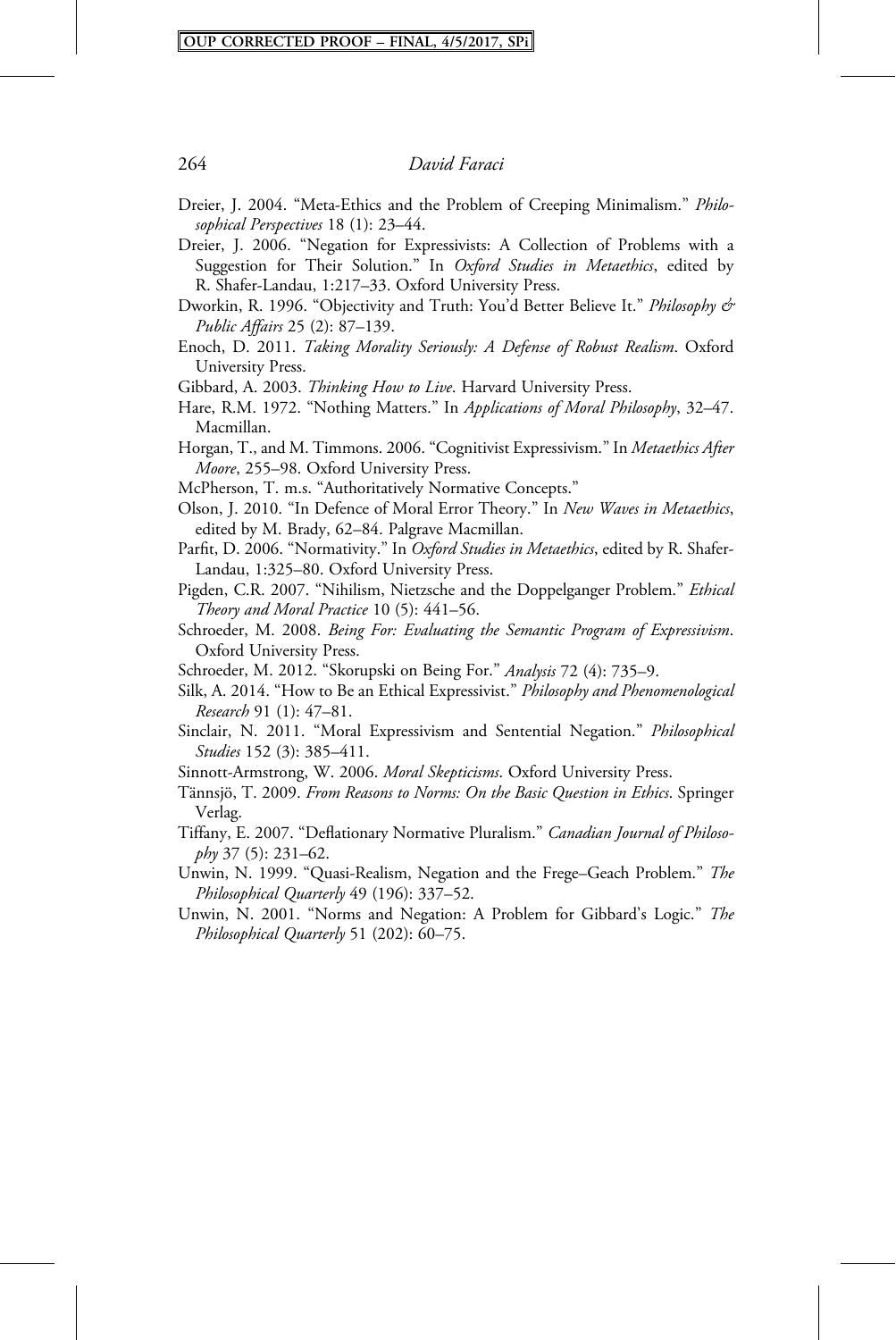Dreier, J. 2004. "Meta-Ethics and the Problem of Creeping Minimalism." *Philosophical Perspectives* 18 (1): 23–44.

Dreier, J. 2006. "Negation for Expressivists: A Collection of Problems with a Suggestion for Their Solution." In *Oxford Studies in Metaethics*, edited by R. Shafer-Landau, 1:217–33. Oxford University Press.

Dworkin, R. 1996. "Objectivity and Truth: You'd Better Believe It." *Philosophy & Public Affairs* 25 (2): 87–139.

Enoch, D. 2011. *Taking Morality Seriously: A Defense of Robust Realism*. Oxford University Press.

Gibbard, A. 2003. *Thinking How to Live*. Harvard University Press.

Hare, R.M. 1972. "Nothing Matters." In *Applications of Moral Philosophy*, 32–47. Macmillan.

Horgan, T., and M. Timmons. 2006. "Cognitivist Expressivism." In *Metaethics After Moore*, 255–98. Oxford University Press.

McPherson, T. m.s. "Authoritatively Normative Concepts."

Olson, J. 2010. "In Defence of Moral Error Theory." In *New Waves in Metaethics*, edited by M. Brady, 62–84. Palgrave Macmillan.

Parfit, D. 2006. "Normativity." In *Oxford Studies in Metaethics*, edited by R. Shafer-Landau, 1:325–80. Oxford University Press.

Pigden, C.R. 2007. "Nihilism, Nietzsche and the Doppelganger Problem." *Ethical Theory and Moral Practice* 10 (5): 441–56.

Schroeder, M. 2008. *Being For: Evaluating the Semantic Program of Expressivism*. Oxford University Press.

Schroeder, M. 2012. "Skorupski on Being For." *Analysis* 72 (4): 735–9.

Silk, A. 2014. "How to Be an Ethical Expressivist." *Philosophy and Phenomenological Research* 91 (1): 47–81.

Sinclair, N. 2011. "Moral Expressivism and Sentential Negation." *Philosophical Studies* 152 (3): 385–411.

Sinnott-Armstrong, W. 2006. *Moral Skepticisms*. Oxford University Press.

Tännsjö, T. 2009. *From Reasons to Norms: On the Basic Question in Ethics*. Springer Verlag.

Tiffany, E. 2007. "Deflationary Normative Pluralism." *Canadian Journal of Philosophy* 37 (5): 231–62.

Unwin, N. 1999. "Quasi-Realism, Negation and the Frege–Geach Problem." *The Philosophical Quarterly* 49 (196): 337–52.

Unwin, N. 2001. "Norms and Negation: A Problem for Gibbard's Logic." *The Philosophical Quarterly* 51 (202): 60–75.